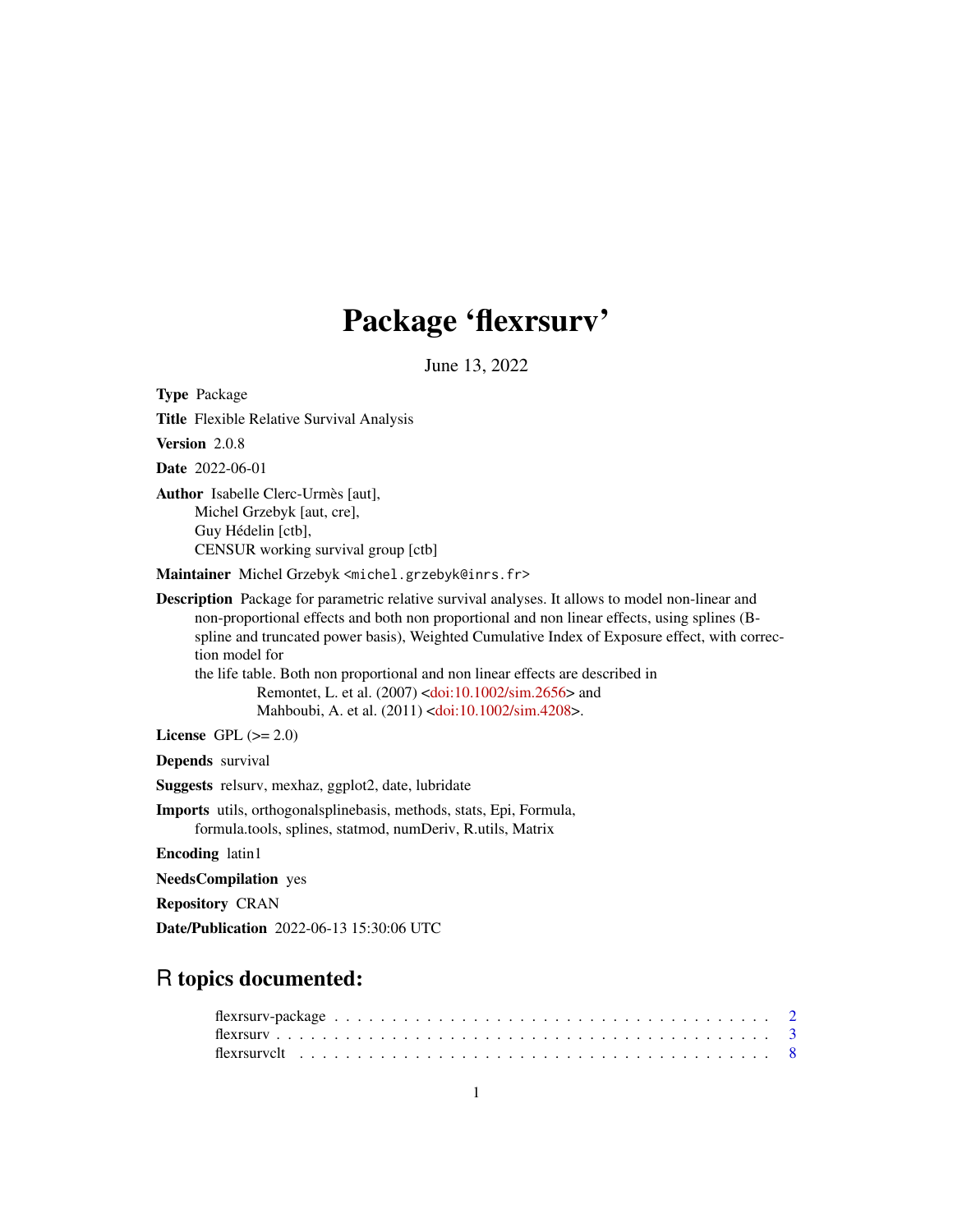# Package 'flexrsurv'

June 13, 2022

**Type** Package

**Title** Flexible Relative Survival Analysis

**Version** 2.0.8

**Date** 2022-06-01

**Author** Isabelle Clerc-Urmès [aut],
Michel Grzebyk [aut, cre],
Guy Hédelin [ctb],
CENSUR working survival group [ctb]

**Maintainer** Michel Grzebyk <michel.grzebyk@inrs.fr>

**Description** Package for parametric relative survival analyses. It allows to model non-linear and non-proportional effects and both non proportional and non linear effects, using splines (B-spline and truncated power basis), Weighted Cumulative Index of Exposure effect, with correction model for
the life table. Both non proportional and non linear effects are described in
Remontet, L. et al. (2007) <doi:10.1002/sim.2656> and
Mahboubi, A. et al. (2011) <doi:10.1002/sim.4208>.

**License** GPL (>= 2.0)

**Depends** survival

**Suggests** relsurv, mexhaz, ggplot2, date, lubridate

**Imports** utils, orthogonalsplinebasis, methods, stats, Epi, Formula, formula.tools, splines, statmod, numDeriv, R.utils, Matrix

**Encoding** latin1

**NeedsCompilation** yes

**Repository** CRAN

**Date/Publication** 2022-06-13 15:30:06 UTC

## R topics documented:

flexrsurv-package . . . . . . . . . . . . . . . . . . . . . . . . . . . . . . . . . . . . 2
flexrsurv . . . . . . . . . . . . . . . . . . . . . . . . . . . . . . . . . . . . . . . . 3
flexrsurvclt . . . . . . . . . . . . . . . . . . . . . . . . . . . . . . . . . . . . . . 8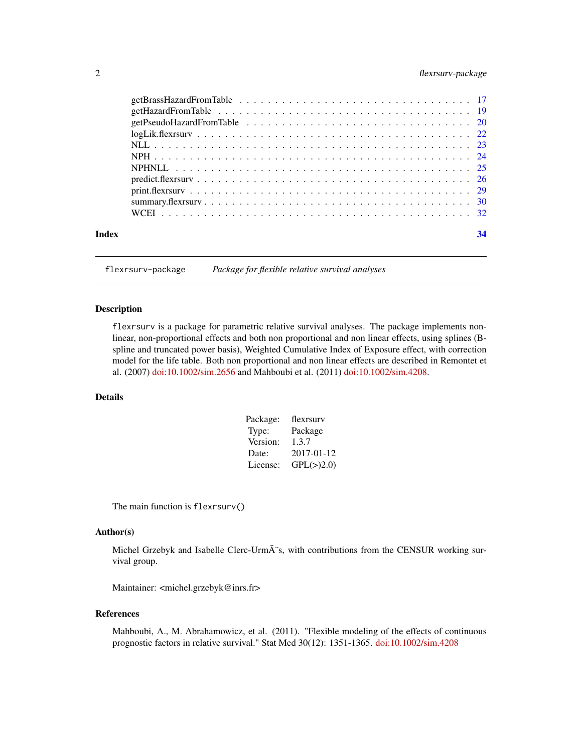| | |
|---|---|
| getBrassHazardFromTable | 17 |
| getHazardFromTable | 19 |
| getPseudoHazardFromTable | 20 |
| logLik.flexrsurv | 22 |
| NLL | 23 |
| NPH | 24 |
| NPHNLL | 25 |
| predict.flexrsurv | 26 |
| print.flexrsurv | 29 |
| summary.flexrsurv | 30 |
| WCEI | 32 |

**Index** **34**

---

`flexrsurv-package` *Package for flexible relative survival analyses*

---

## Description

`flexrsurv` is a package for parametric relative survival analyses. The package implements non-linear, non-proportional effects and both non proportional and non linear effects, using splines (B-spline and truncated power basis), Weighted Cumulative Index of Exposure effect, with correction model for the life table. Both non proportional and non linear effects are described in Remontet et al. (2007) doi:10.1002/sim.2656 and Mahboubi et al. (2011) doi:10.1002/sim.4208.

## Details

| | |
|---|---|
| Package: | flexrsurv |
| Type: | Package |
| Version: | 1.3.7 |
| Date: | 2017-01-12 |
| License: | GPL(>)2.0) |

The main function is `flexrsurv()`

## Author(s)

Michel Grzebyk and Isabelle Clerc-UrmÃ¨s, with contributions from the CENSUR working survival group.

Maintainer: <michel.grzebyk@inrs.fr>

## References

Mahboubi, A., M. Abrahamowicz, et al. (2011). "Flexible modeling of the effects of continuous prognostic factors in relative survival." Stat Med 30(12): 1351-1365. doi:10.1002/sim.4208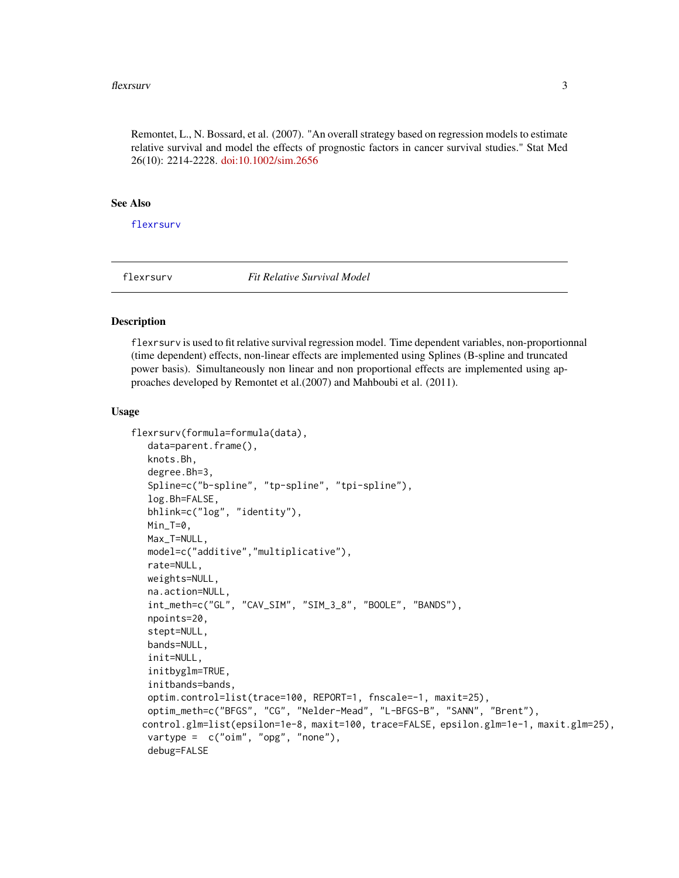Remontet, L., N. Bossard, et al. (2007). "An overall strategy based on regression models to estimate relative survival and model the effects of prognostic factors in cancer survival studies." Stat Med 26(10): 2214-2228. doi:10.1002/sim.2656

### See Also

flexrsurv

---

## flexrsurv    *Fit Relative Survival Model*

---

### Description

flexrsurv is used to fit relative survival regression model. Time dependent variables, non-proportionnal (time dependent) effects, non-linear effects are implemented using Splines (B-spline and truncated power basis). Simultaneously non linear and non proportional effects are implemented using approaches developed by Remontet et al.(2007) and Mahboubi et al. (2011).

### Usage

```
flexrsurv(formula=formula(data),
    data=parent.frame(),
    knots.Bh,
    degree.Bh=3,
    Spline=c("b-spline", "tp-spline", "tpi-spline"),
    log.Bh=FALSE,
    bhlink=c("log", "identity"),
    Min_T=0,
    Max_T=NULL,
    model=c("additive","multiplicative"),
    rate=NULL,
    weights=NULL,
    na.action=NULL,
    int_meth=c("GL", "CAV_SIM", "SIM_3_8", "BOOLE", "BANDS"),
    npoints=20,
    stept=NULL,
    bands=NULL,
    init=NULL,
    initbyglm=TRUE,
    initbands=bands,
    optim.control=list(trace=100, REPORT=1, fnscale=-1, maxit=25),
    optim_meth=c("BFGS", "CG", "Nelder-Mead", "L-BFGS-B", "SANN", "Brent"),
   control.glm=list(epsilon=1e-8, maxit=100, trace=FALSE, epsilon.glm=1e-1, maxit.glm=25),
    vartype =  c("oim", "opg", "none"),
    debug=FALSE
```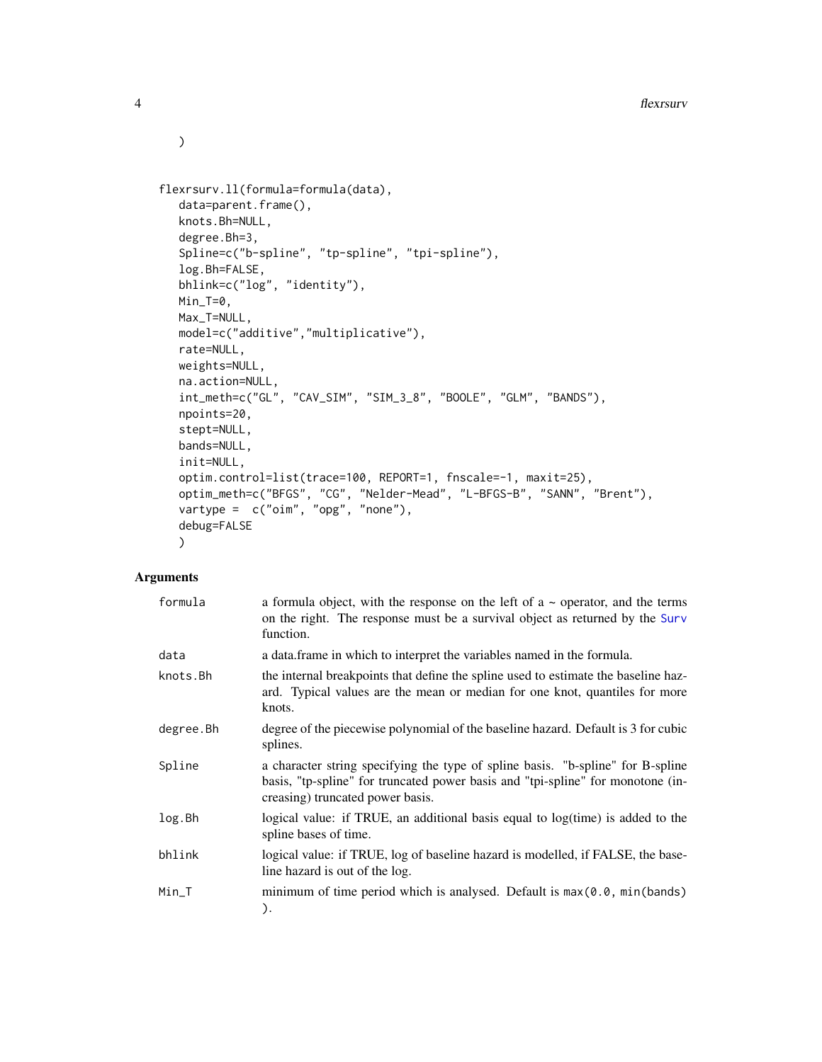```
)


flexrsurv.ll(formula=formula(data),
   data=parent.frame(),
   knots.Bh=NULL,
   degree.Bh=3,
   Spline=c("b-spline", "tp-spline", "tpi-spline"),
   log.Bh=FALSE,
   bhlink=c("log", "identity"),
   Min_T=0,
   Max_T=NULL,
   model=c("additive","multiplicative"),
   rate=NULL,
   weights=NULL,
   na.action=NULL,
   int_meth=c("GL", "CAV_SIM", "SIM_3_8", "BOOLE", "GLM", "BANDS"),
   npoints=20,
   stept=NULL,
   bands=NULL,
   init=NULL,
   optim.control=list(trace=100, REPORT=1, fnscale=-1, maxit=25),
   optim_meth=c("BFGS", "CG", "Nelder-Mead", "L-BFGS-B", "SANN", "Brent"),
   vartype =  c("oim", "opg", "none"),
   debug=FALSE
   )
```

## Arguments

| | |
|---|---|
| `formula` | a formula object, with the response on the left of a ~ operator, and the terms on the right. The response must be a survival object as returned by the `Surv` function. |
| `data` | a data.frame in which to interpret the variables named in the formula. |
| `knots.Bh` | the internal breakpoints that define the spline used to estimate the baseline hazard. Typical values are the mean or median for one knot, quantiles for more knots. |
| `degree.Bh` | degree of the piecewise polynomial of the baseline hazard. Default is 3 for cubic splines. |
| `Spline` | a character string specifying the type of spline basis. "b-spline" for B-spline basis, "tp-spline" for truncated power basis and "tpi-spline" for monotone (increasing) truncated power basis. |
| `log.Bh` | logical value: if TRUE, an additional basis equal to log(time) is added to the spline bases of time. |
| `bhlink` | logical value: if TRUE, log of baseline hazard is modelled, if FALSE, the baseline hazard is out of the log. |
| `Min_T` | minimum of time period which is analysed. Default is `max(0.0, min(bands) )`. |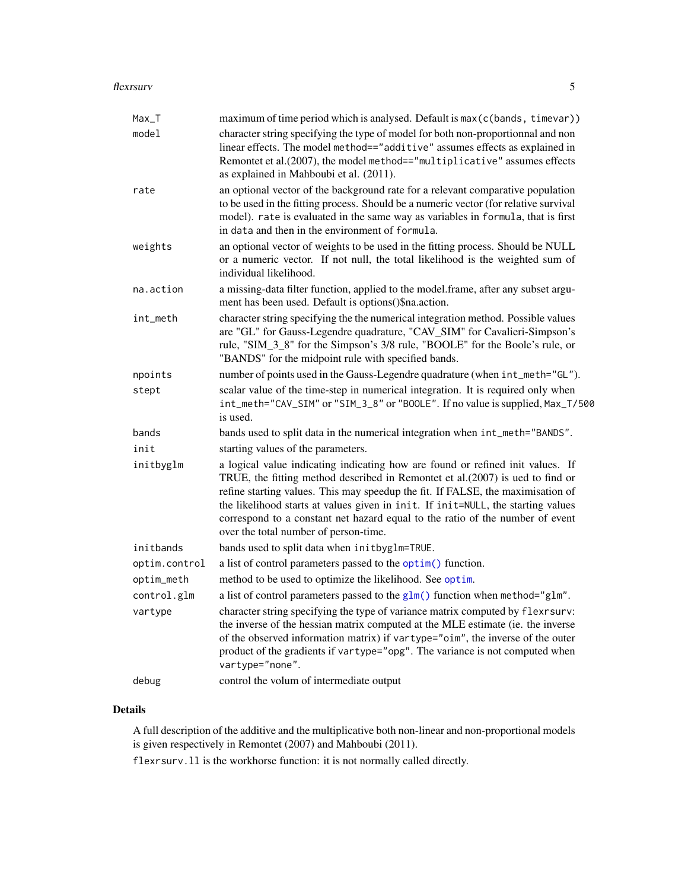| | |
|---|---|
| `Max_T` | maximum of time period which is analysed. Default is `max(c(bands, timevar))` |
| `model` | character string specifying the type of model for both non-proportionnal and non linear effects. The model `method=="additive"` assumes effects as explained in Remontet et al.(2007), the model `method=="multiplicative"` assumes effects as explained in Mahboubi et al. (2011). |
| `rate` | an optional vector of the background rate for a relevant comparative population to be used in the fitting process. Should be a numeric vector (for relative survival model). `rate` is evaluated in the same way as variables in `formula`, that is first in `data` and then in the environment of `formula`. |
| `weights` | an optional vector of weights to be used in the fitting process. Should be NULL or a numeric vector. If not null, the total likelihood is the weighted sum of individual likelihood. |
| `na.action` | a missing-data filter function, applied to the model.frame, after any subset argument has been used. Default is options()$na.action. |
| `int_meth` | character string specifying the the numerical integration method. Possible values are "GL" for Gauss-Legendre quadrature, "CAV_SIM" for Cavalieri-Simpson's rule, "SIM_3_8" for the Simpson's 3/8 rule, "BOOLE" for the Boole's rule, or "BANDS" for the midpoint rule with specified bands. |
| `npoints` | number of points used in the Gauss-Legendre quadrature (when `int_meth="GL"`). |
| `stept` | scalar value of the time-step in numerical integration. It is required only when `int_meth="CAV_SIM"` or `"SIM_3_8"` or `"BOOLE"`. If no value is supplied, `Max_T/500` is used. |
| `bands` | bands used to split data in the numerical integration when `int_meth="BANDS"`. |
| `init` | starting values of the parameters. |
| `initbyglm` | a logical value indicating indicating how are found or refined init values. If TRUE, the fitting method described in Remontet et al.(2007) is ued to find or refine starting values. This may speedup the fit. If FALSE, the maximisation of the likelihood starts at values given in `init`. If `init=NULL`, the starting values correspond to a constant net hazard equal to the ratio of the number of event over the total number of person-time. |
| `initbands` | bands used to split data when `initbyglm=TRUE`. |
| `optim.control` | a list of control parameters passed to the `optim()` function. |
| `optim_meth` | method to be used to optimize the likelihood. See `optim`. |
| `control.glm` | a list of control parameters passed to the `glm()` function when `method="glm"`. |
| `vartype` | character string specifying the type of variance matrix computed by `flexrsurv`: the inverse of the hessian matrix computed at the MLE estimate (ie. the inverse of the observed information matrix) if `vartype="oim"`, the inverse of the outer product of the gradients if `vartype="opg"`. The variance is not computed when `vartype="none"`. |
| `debug` | control the volum of intermediate output |

## Details

A full description of the additive and the multiplicative both non-linear and non-proportional models is given respectively in Remontet (2007) and Mahboubi (2011).

`flexrsurv.ll` is the workhorse function: it is not normally called directly.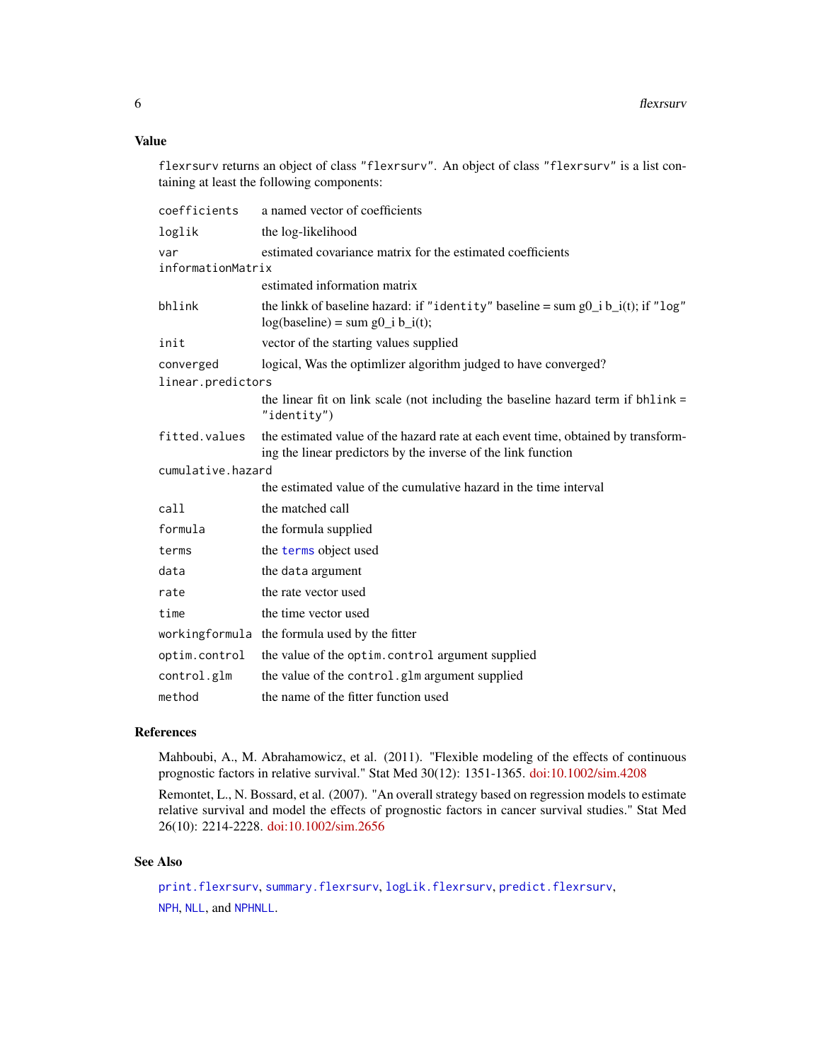## Value

`flexrsurv` returns an object of class `"flexrsurv"`. An object of class `"flexrsurv"` is a list containing at least the following components:

| | |
|---|---|
| `coefficients` | a named vector of coefficients |
| `loglik` | the log-likelihood |
| `var` | estimated covariance matrix for the estimated coefficients |
| `informationMatrix` | estimated information matrix |
| `bhlink` | the linkk of baseline hazard: if `"identity"` baseline = sum g0_i b_i(t); if `"log"` log(baseline) = sum g0_i b_i(t); |
| `init` | vector of the starting values supplied |
| `converged` | logical, Was the optimlizer algorithm judged to have converged? |
| `linear.predictors` | the linear fit on link scale (not including the baseline hazard term if `bhlink = "identity"`) |
| `fitted.values` | the estimated value of the hazard rate at each event time, obtained by transforming the linear predictors by the inverse of the link function |
| `cumulative.hazard` | the estimated value of the cumulative hazard in the time interval |
| `call` | the matched call |
| `formula` | the formula supplied |
| `terms` | the `terms` object used |
| `data` | the `data` argument |
| `rate` | the rate vector used |
| `time` | the time vector used |
| `workingformula` | the formula used by the fitter |
| `optim.control` | the value of the `optim.control` argument supplied |
| `control.glm` | the value of the `control.glm` argument supplied |
| `method` | the name of the fitter function used |

## References

Mahboubi, A., M. Abrahamowicz, et al. (2011). "Flexible modeling of the effects of continuous prognostic factors in relative survival." Stat Med 30(12): 1351-1365. doi:10.1002/sim.4208

Remontet, L., N. Bossard, et al. (2007). "An overall strategy based on regression models to estimate relative survival and model the effects of prognostic factors in cancer survival studies." Stat Med 26(10): 2214-2228. doi:10.1002/sim.2656

## See Also

`print.flexrsurv`, `summary.flexrsurv`, `logLik.flexrsurv`, `predict.flexrsurv`, `NPH`, `NLL`, and `NPHNLL`.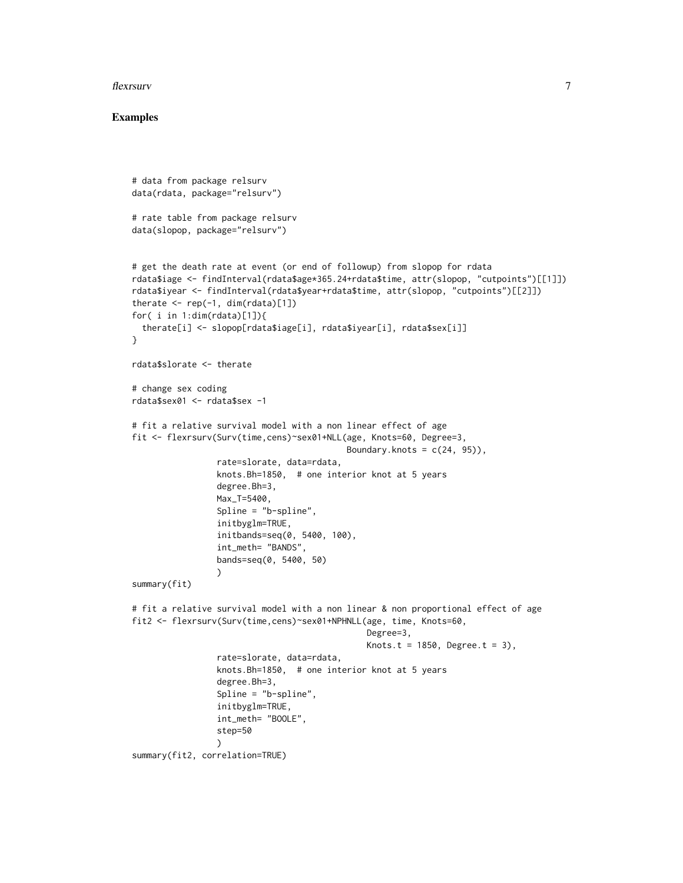## Examples

```
# data from package relsurv
data(rdata, package="relsurv")

# rate table from package relsurv
data(slopop, package="relsurv")


# get the death rate at event (or end of followup) from slopop for rdata
rdata$iage <- findInterval(rdata$age*365.24+rdata$time, attr(slopop, "cutpoints")[[1]])
rdata$iyear <- findInterval(rdata$year+rdata$time, attr(slopop, "cutpoints")[[2]])
therate <- rep(-1, dim(rdata)[1])
for( i in 1:dim(rdata)[1]){
  therate[i] <- slopop[rdata$iage[i], rdata$iyear[i], rdata$sex[i]]
}

rdata$slorate <- therate

# change sex coding
rdata$sex01 <- rdata$sex -1

# fit a relative survival model with a non linear effect of age
fit <- flexrsurv(Surv(time,cens)~sex01+NLL(age, Knots=60, Degree=3,
                                          Boundary.knots = c(24, 95)),
                 rate=slorate, data=rdata,
                 knots.Bh=1850,  # one interior knot at 5 years
                 degree.Bh=3,
                 Max_T=5400,
                 Spline = "b-spline",
                 initbyglm=TRUE,
                 initbands=seq(0, 5400, 100),
                 int_meth= "BANDS",
                 bands=seq(0, 5400, 50)
                 )
summary(fit)

# fit a relative survival model with a non linear & non proportional effect of age
fit2 <- flexrsurv(Surv(time,cens)~sex01+NPHNLL(age, time, Knots=60,
                                              Degree=3,
                                              Knots.t = 1850, Degree.t = 3),
                 rate=slorate, data=rdata,
                 knots.Bh=1850,  # one interior knot at 5 years
                 degree.Bh=3,
                 Spline = "b-spline",
                 initbyglm=TRUE,
                 int_meth= "BOOLE",
                 step=50
                 )
summary(fit2, correlation=TRUE)
```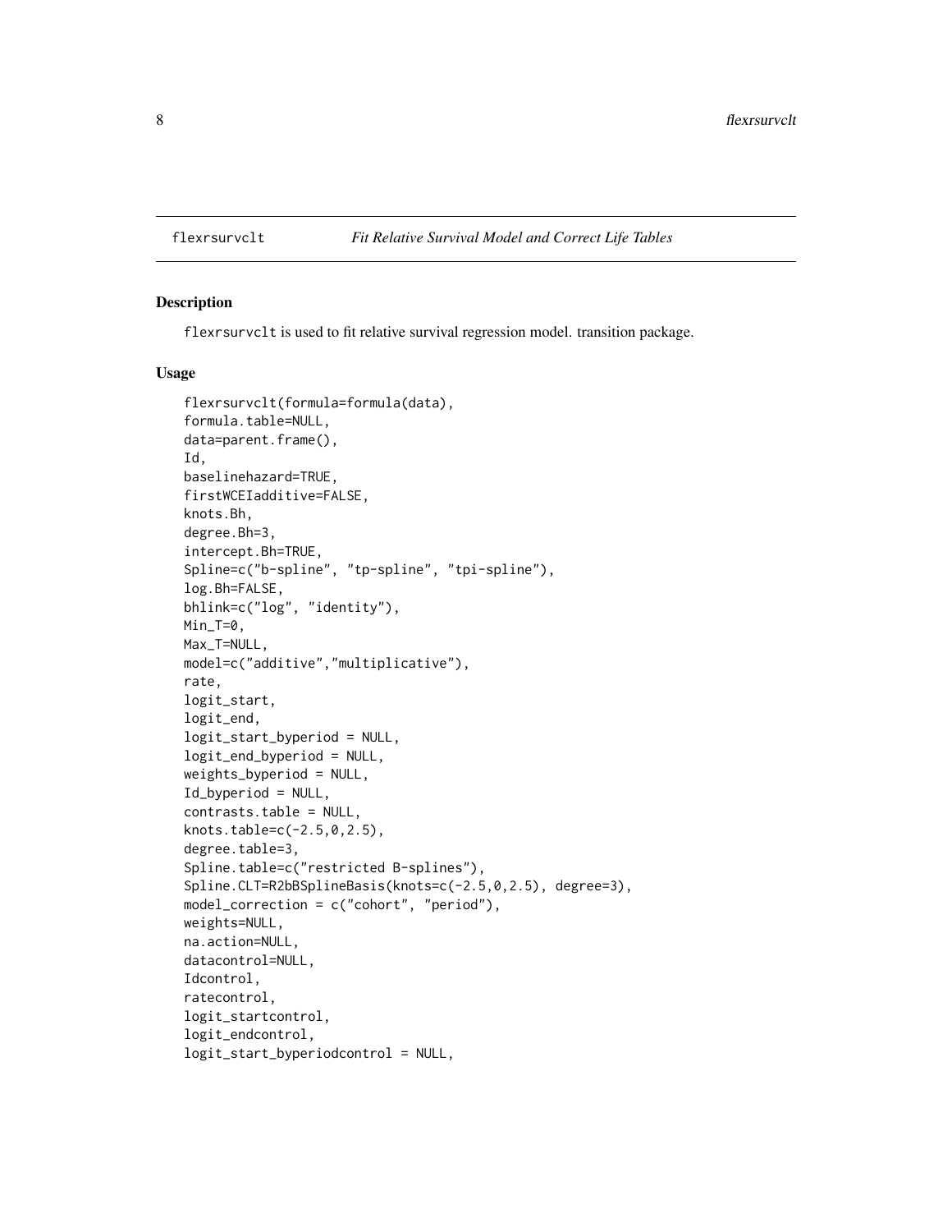flexrsurvclt *Fit Relative Survival Model and Correct Life Tables*

## Description

flexrsurvclt is used to fit relative survival regression model. transition package.

## Usage

```
flexrsurvclt(formula=formula(data),
formula.table=NULL,
data=parent.frame(),
Id,
baselinehazard=TRUE,
firstWCEIadditive=FALSE,
knots.Bh,
degree.Bh=3,
intercept.Bh=TRUE,
Spline=c("b-spline", "tp-spline", "tpi-spline"),
log.Bh=FALSE,
bhlink=c("log", "identity"),
Min_T=0,
Max_T=NULL,
model=c("additive","multiplicative"),
rate,
logit_start,
logit_end,
logit_start_byperiod = NULL,
logit_end_byperiod = NULL,
weights_byperiod = NULL,
Id_byperiod = NULL,
contrasts.table = NULL,
knots.table=c(-2.5,0,2.5),
degree.table=3,
Spline.table=c("restricted B-splines"),
Spline.CLT=R2bBSplineBasis(knots=c(-2.5,0,2.5), degree=3),
model_correction = c("cohort", "period"),
weights=NULL,
na.action=NULL,
datacontrol=NULL,
Idcontrol,
ratecontrol,
logit_startcontrol,
logit_endcontrol,
logit_start_byperiodcontrol = NULL,
```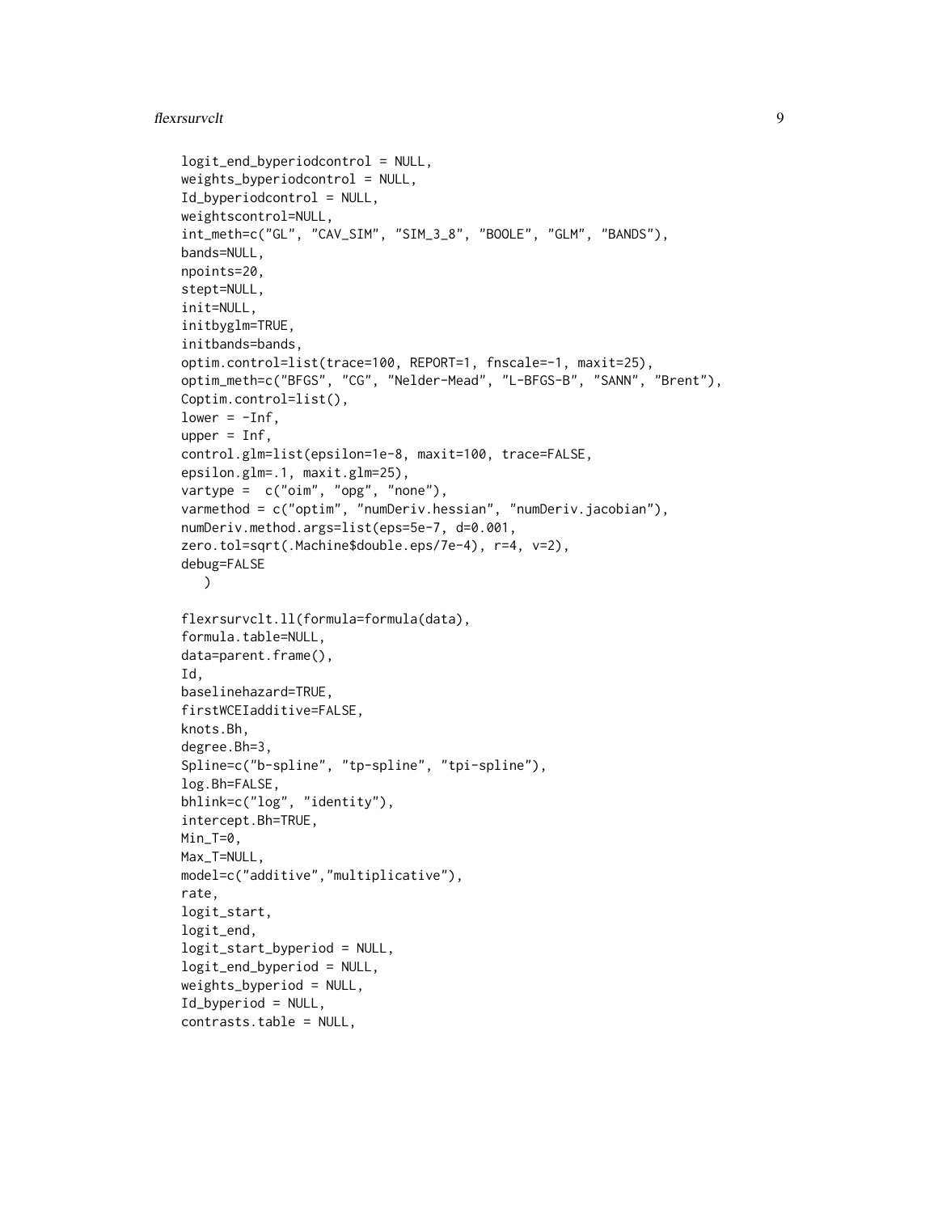```
logit_end_byperiodcontrol = NULL,
weights_byperiodcontrol = NULL,
Id_byperiodcontrol = NULL,
weightscontrol=NULL,
int_meth=c("GL", "CAV_SIM", "SIM_3_8", "BOOLE", "GLM", "BANDS"),
bands=NULL,
npoints=20,
stept=NULL,
init=NULL,
initbyglm=TRUE,
initbands=bands,
optim.control=list(trace=100, REPORT=1, fnscale=-1, maxit=25),
optim_meth=c("BFGS", "CG", "Nelder-Mead", "L-BFGS-B", "SANN", "Brent"),
Coptim.control=list(),
lower = -Inf,
upper = Inf,
control.glm=list(epsilon=1e-8, maxit=100, trace=FALSE,
epsilon.glm=.1, maxit.glm=25),
vartype =  c("oim", "opg", "none"),
varmethod = c("optim", "numDeriv.hessian", "numDeriv.jacobian"),
numDeriv.method.args=list(eps=5e-7, d=0.001,
zero.tol=sqrt(.Machine$double.eps/7e-4), r=4, v=2),
debug=FALSE
   )

flexrsurvclt.ll(formula=formula(data),
formula.table=NULL,
data=parent.frame(),
Id,
baselinehazard=TRUE,
firstWCEIadditive=FALSE,
knots.Bh,
degree.Bh=3,
Spline=c("b-spline", "tp-spline", "tpi-spline"),
log.Bh=FALSE,
bhlink=c("log", "identity"),
intercept.Bh=TRUE,
Min_T=0,
Max_T=NULL,
model=c("additive","multiplicative"),
rate,
logit_start,
logit_end,
logit_start_byperiod = NULL,
logit_end_byperiod = NULL,
weights_byperiod = NULL,
Id_byperiod = NULL,
contrasts.table = NULL,
```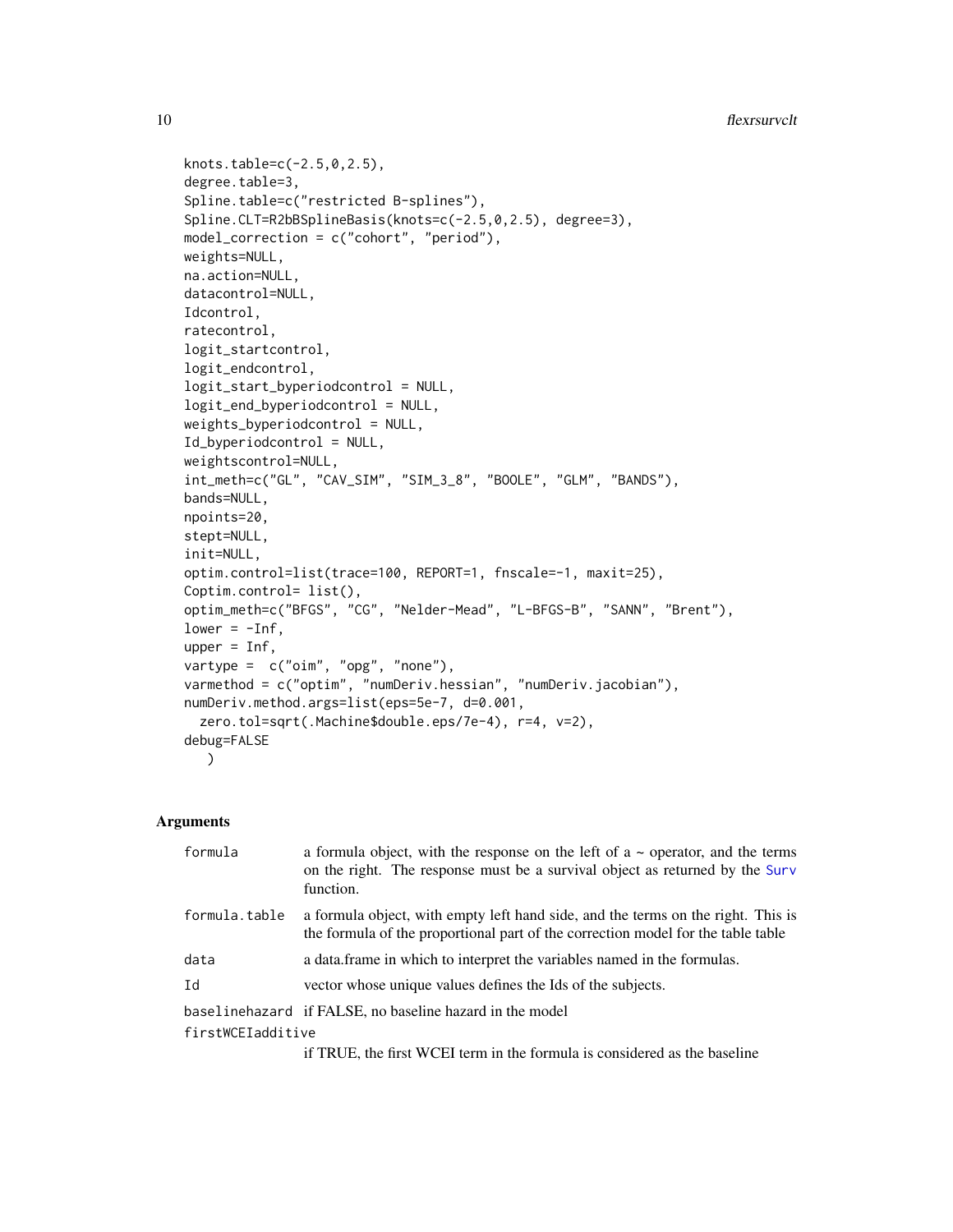```
knots.table=c(-2.5,0,2.5),
degree.table=3,
Spline.table=c("restricted B-splines"),
Spline.CLT=R2bBSplineBasis(knots=c(-2.5,0,2.5), degree=3),
model_correction = c("cohort", "period"),
weights=NULL,
na.action=NULL,
datacontrol=NULL,
Idcontrol,
ratecontrol,
logit_startcontrol,
logit_endcontrol,
logit_start_byperiodcontrol = NULL,
logit_end_byperiodcontrol = NULL,
weights_byperiodcontrol = NULL,
Id_byperiodcontrol = NULL,
weightscontrol=NULL,
int_meth=c("GL", "CAV_SIM", "SIM_3_8", "BOOLE", "GLM", "BANDS"),
bands=NULL,
npoints=20,
stept=NULL,
init=NULL,
optim.control=list(trace=100, REPORT=1, fnscale=-1, maxit=25),
Coptim.control= list(),
optim_meth=c("BFGS", "CG", "Nelder-Mead", "L-BFGS-B", "SANN", "Brent"),
lower = -Inf,
upper = Inf,
vartype =  c("oim", "opg", "none"),
varmethod = c("optim", "numDeriv.hessian", "numDeriv.jacobian"),
numDeriv.method.args=list(eps=5e-7, d=0.001,
  zero.tol=sqrt(.Machine$double.eps/7e-4), r=4, v=2),
debug=FALSE
   )
```

## Arguments

| | |
|---|---|
| `formula` | a formula object, with the response on the left of a ~ operator, and the terms on the right. The response must be a survival object as returned by the Surv function. |
| `formula.table` | a formula object, with empty left hand side, and the terms on the right. This is the formula of the proportional part of the correction model for the table table |
| `data` | a data.frame in which to interpret the variables named in the formulas. |
| `Id` | vector whose unique values defines the Ids of the subjects. |
| `baselinehazard` | if FALSE, no baseline hazard in the model |
| `firstWCEIadditive` | if TRUE, the first WCEI term in the formula is considered as the baseline |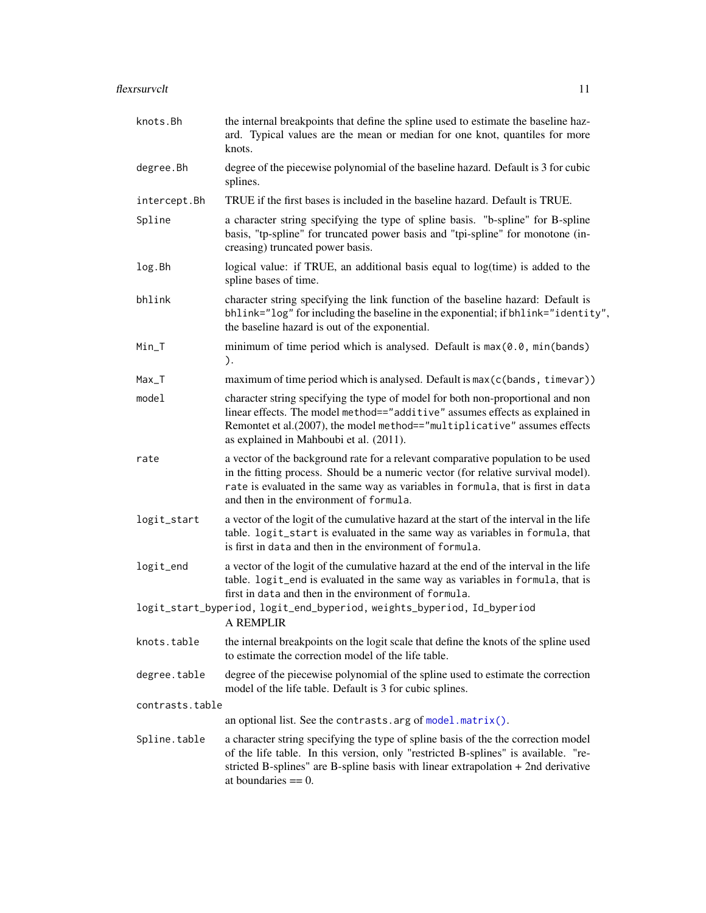knots.Bh
: the internal breakpoints that define the spline used to estimate the baseline hazard. Typical values are the mean or median for one knot, quantiles for more knots.

degree.Bh
: degree of the piecewise polynomial of the baseline hazard. Default is 3 for cubic splines.

intercept.Bh
: TRUE if the first bases is included in the baseline hazard. Default is TRUE.

Spline
: a character string specifying the type of spline basis. "b-spline" for B-spline basis, "tp-spline" for truncated power basis and "tpi-spline" for monotone (increasing) truncated power basis.

log.Bh
: logical value: if TRUE, an additional basis equal to log(time) is added to the spline bases of time.

bhlink
: character string specifying the link function of the baseline hazard: Default is `bhlink="log"` for including the baseline in the exponential; if `bhlink="identity"`, the baseline hazard is out of the exponential.

Min_T
: minimum of time period which is analysed. Default is `max(0.0, min(bands) )`.

Max_T
: maximum of time period which is analysed. Default is `max(c(bands, timevar))`

model
: character string specifying the type of model for both non-proportional and non linear effects. The model `method=="additive"` assumes effects as explained in Remontet et al.(2007), the model `method=="multiplicative"` assumes effects as explained in Mahboubi et al. (2011).

rate
: a vector of the background rate for a relevant comparative population to be used in the fitting process. Should be a numeric vector (for relative survival model). `rate` is evaluated in the same way as variables in `formula`, that is first in `data` and then in the environment of `formula`.

logit_start
: a vector of the logit of the cumulative hazard at the start of the interval in the life table. `logit_start` is evaluated in the same way as variables in `formula`, that is first in `data` and then in the environment of `formula`.

logit_end
: a vector of the logit of the cumulative hazard at the end of the interval in the life table. `logit_end` is evaluated in the same way as variables in `formula`, that is first in `data` and then in the environment of `formula`.

logit_start_byperiod, logit_end_byperiod, weights_byperiod, Id_byperiod
: A REMPLIR

knots.table
: the internal breakpoints on the logit scale that define the knots of the spline used to estimate the correction model of the life table.

degree.table
: degree of the piecewise polynomial of the spline used to estimate the correction model of the life table. Default is 3 for cubic splines.

contrasts.table
: an optional list. See the `contrasts.arg` of `model.matrix()`.

Spline.table
: a character string specifying the type of spline basis of the the correction model of the life table. In this version, only "restricted B-splines" is available. "restricted B-splines" are B-spline basis with linear extrapolation + 2nd derivative at boundaries == 0.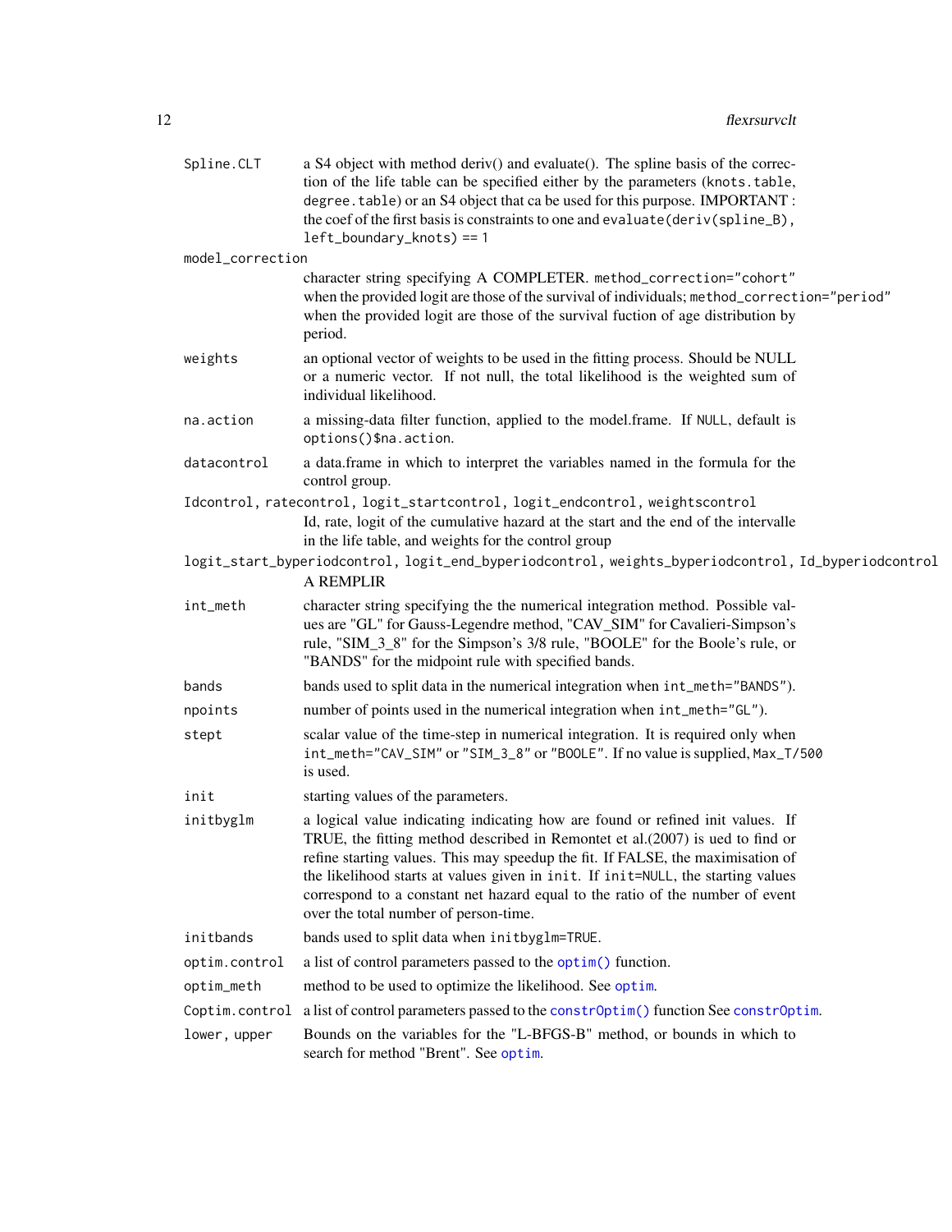Spline.CLT
: a S4 object with method deriv() and evaluate(). The spline basis of the correction of the life table can be specified either by the parameters (`knots.table`, `degree.table`) or an S4 object that ca be used for this purpose. IMPORTANT : the coef of the first basis is constraints to one and `evaluate(deriv(spline_B), left_boundary_knots) == 1`

model_correction
: character string specifying A COMPLETER. `method_correction="cohort"` when the provided logit are those of the survival of individuals; `method_correction="period"` when the provided logit are those of the survival fuction of age distribution by period.

weights
: an optional vector of weights to be used in the fitting process. Should be NULL or a numeric vector. If not null, the total likelihood is the weighted sum of individual likelihood.

na.action
: a missing-data filter function, applied to the model.frame. If `NULL`, default is `options()$na.action`.

datacontrol
: a data.frame in which to interpret the variables named in the formula for the control group.

Idcontrol, ratecontrol, logit_startcontrol, logit_endcontrol, weightscontrol
: Id, rate, logit of the cumulative hazard at the start and the end of the intervalle in the life table, and weights for the control group

logit_start_byperiodcontrol, logit_end_byperiodcontrol, weights_byperiodcontrol, Id_byperiodcontrol
: A REMPLIR

int_meth
: character string specifying the the numerical integration method. Possible values are "GL" for Gauss-Legendre method, "CAV_SIM" for Cavalieri-Simpson's rule, "SIM_3_8" for the Simpson's 3/8 rule, "BOOLE" for the Boole's rule, or "BANDS" for the midpoint rule with specified bands.

bands
: bands used to split data in the numerical integration when `int_meth="BANDS"`).

npoints
: number of points used in the numerical integration when `int_meth="GL"`).

stept
: scalar value of the time-step in numerical integration. It is required only when `int_meth="CAV_SIM"` or `"SIM_3_8"` or `"BOOLE"`. If no value is supplied, `Max_T/500` is used.

init
: starting values of the parameters.

initbyglm
: a logical value indicating indicating how are found or refined init values. If TRUE, the fitting method described in Remontet et al.(2007) is ued to find or refine starting values. This may speedup the fit. If FALSE, the maximisation of the likelihood starts at values given in `init`. If `init=NULL`, the starting values correspond to a constant net hazard equal to the ratio of the number of event over the total number of person-time.

initbands
: bands used to split data when `initbyglm=TRUE`.

optim.control
: a list of control parameters passed to the `optim()` function.

optim_meth
: method to be used to optimize the likelihood. See `optim`.

Coptim.control
: a list of control parameters passed to the `constrOptim()` function See `constrOptim`.

lower, upper
: Bounds on the variables for the "L-BFGS-B" method, or bounds in which to search for method "Brent". See `optim`.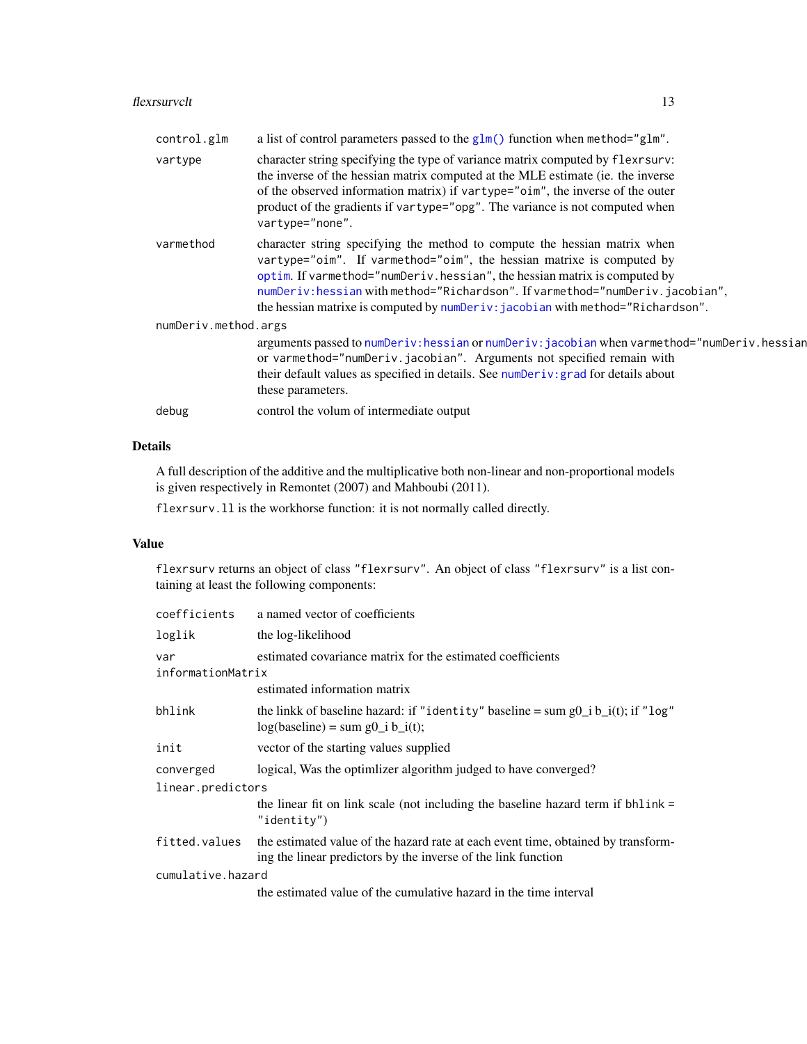| | |
|---|---|
| control.glm | a list of control parameters passed to the glm() function when method="glm". |
| vartype | character string specifying the type of variance matrix computed by flexrsurv: the inverse of the hessian matrix computed at the MLE estimate (ie. the inverse of the observed information matrix) if vartype="oim", the inverse of the outer product of the gradients if vartype="opg". The variance is not computed when vartype="none". |
| varmethod | character string specifying the method to compute the hessian matrix when vartype="oim". If varmethod="oim", the hessian matrixe is computed by optim. If varmethod="numDeriv.hessian", the hessian matrix is computed by numDeriv:hessian with method="Richardson". If varmethod="numDeriv.jacobian", the hessian matrixe is computed by numDeriv:jacobian with method="Richardson". |
| numDeriv.method.args | arguments passed to numDeriv:hessian or numDeriv:jacobian when varmethod="numDeriv.hessian or varmethod="numDeriv.jacobian". Arguments not specified remain with their default values as specified in details. See numDeriv:grad for details about these parameters. |
| debug | control the volum of intermediate output |

## Details

A full description of the additive and the multiplicative both non-linear and non-proportional models is given respectively in Remontet (2007) and Mahboubi (2011).

flexrsurv.ll is the workhorse function: it is not normally called directly.

## Value

flexrsurv returns an object of class "flexrsurv". An object of class "flexrsurv" is a list containing at least the following components:

| | |
|---|---|
| coefficients | a named vector of coefficients |
| loglik | the log-likelihood |
| var | estimated covariance matrix for the estimated coefficients |
| informationMatrix | estimated information matrix |
| bhlink | the linkk of baseline hazard: if "identity" baseline = sum g0_i b_i(t); if "log" log(baseline) = sum g0_i b_i(t); |
| init | vector of the starting values supplied |
| converged | logical, Was the optimlizer algorithm judged to have converged? |
| linear.predictors | the linear fit on link scale (not including the baseline hazard term if bhlink = "identity") |
| fitted.values | the estimated value of the hazard rate at each event time, obtained by transforming the linear predictors by the inverse of the link function |
| cumulative.hazard | the estimated value of the cumulative hazard in the time interval |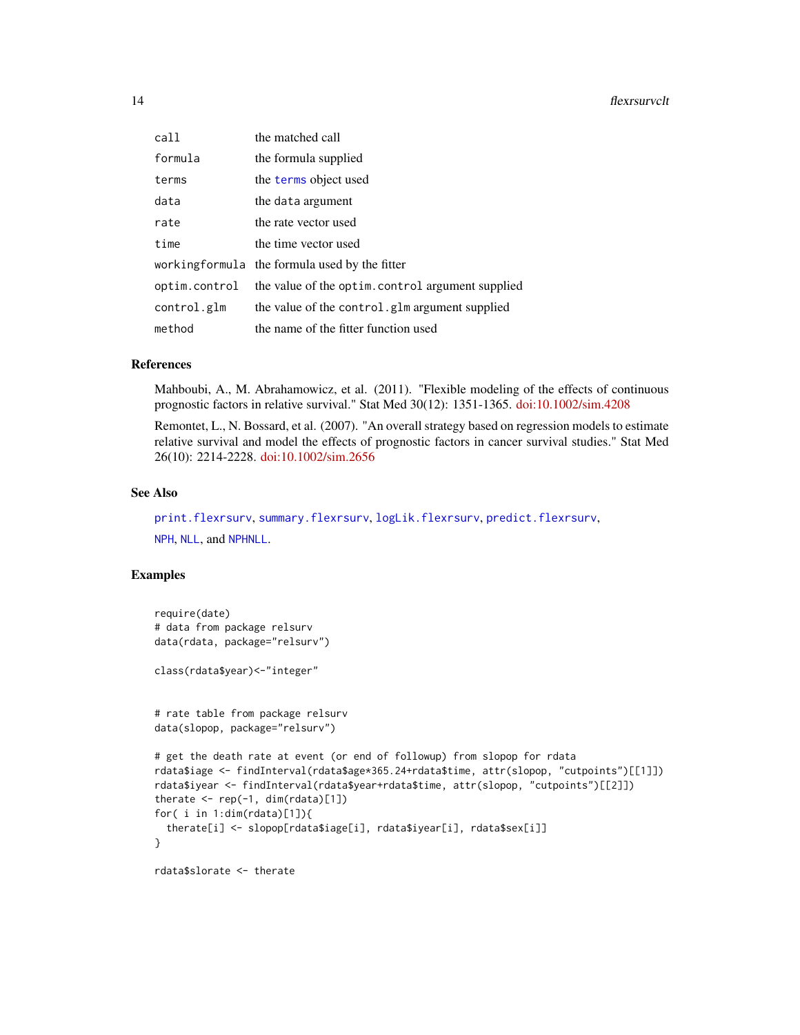| | |
|---|---|
| `call` | the matched call |
| `formula` | the formula supplied |
| `terms` | the `terms` object used |
| `data` | the `data` argument |
| `rate` | the rate vector used |
| `time` | the time vector used |
| `workingformula` | the formula used by the fitter |
| `optim.control` | the value of the `optim.control` argument supplied |
| `control.glm` | the value of the `control.glm` argument supplied |
| `method` | the name of the fitter function used |

### References

Mahboubi, A., M. Abrahamowicz, et al. (2011). "Flexible modeling of the effects of continuous prognostic factors in relative survival." Stat Med 30(12): 1351-1365. doi:10.1002/sim.4208

Remontet, L., N. Bossard, et al. (2007). "An overall strategy based on regression models to estimate relative survival and model the effects of prognostic factors in cancer survival studies." Stat Med 26(10): 2214-2228. doi:10.1002/sim.2656

### See Also

`print.flexrsurv`, `summary.flexrsurv`, `logLik.flexrsurv`, `predict.flexrsurv`,
`NPH`, `NLL`, and `NPHNLL`.

### Examples

```
require(date)
# data from package relsurv
data(rdata, package="relsurv")

class(rdata$year)<-"integer"


# rate table from package relsurv
data(slopop, package="relsurv")

# get the death rate at event (or end of followup) from slopop for rdata
rdata$iage <- findInterval(rdata$age*365.24+rdata$time, attr(slopop, "cutpoints")[[1]])
rdata$iyear <- findInterval(rdata$year+rdata$time, attr(slopop, "cutpoints")[[2]])
therate <- rep(-1, dim(rdata)[1])
for( i in 1:dim(rdata)[1]){
  therate[i] <- slopop[rdata$iage[i], rdata$iyear[i], rdata$sex[i]]
}

rdata$slorate <- therate
```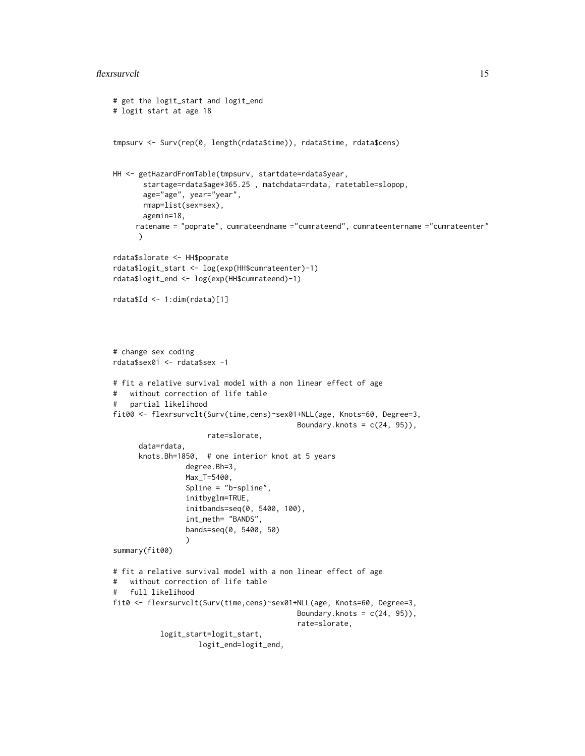```
# get the logit_start and logit_end
# logit start at age 18


tmpsurv <- Surv(rep(0, length(rdata$time)), rdata$time, rdata$cens)


HH <- getHazardFromTable(tmpsurv, startdate=rdata$year,
       startage=rdata$age*365.25 , matchdata=rdata, ratetable=slopop,
       age="age", year="year",
       rmap=list(sex=sex),
       agemin=18,
      ratename = "poprate", cumrateendname ="cumrateend", cumrateentername ="cumrateenter"
       )

rdata$slorate <- HH$poprate
rdata$logit_start <- log(exp(HH$cumrateenter)-1)
rdata$logit_end <- log(exp(HH$cumrateend)-1)

rdata$Id <- 1:dim(rdata)[1]




# change sex coding
rdata$sex01 <- rdata$sex -1

# fit a relative survival model with a non linear effect of age
#   without correction of life table
#   partial likelihood
fit00 <- flexrsurvclt(Surv(time,cens)~sex01+NLL(age, Knots=60, Degree=3,
                                           Boundary.knots = c(24, 95)),
                     rate=slorate,
      data=rdata,
      knots.Bh=1850,  # one interior knot at 5 years
                 degree.Bh=3,
                 Max_T=5400,
                 Spline = "b-spline",
                 initbyglm=TRUE,
                 initbands=seq(0, 5400, 100),
                 int_meth= "BANDS",
                 bands=seq(0, 5400, 50)
                 )
summary(fit00)

# fit a relative survival model with a non linear effect of age
#   without correction of life table
#   full likelihood
fit0 <- flexrsurvclt(Surv(time,cens)~sex01+NLL(age, Knots=60, Degree=3,
                                           Boundary.knots = c(24, 95)),
                                           rate=slorate,
           logit_start=logit_start,
                    logit_end=logit_end,
```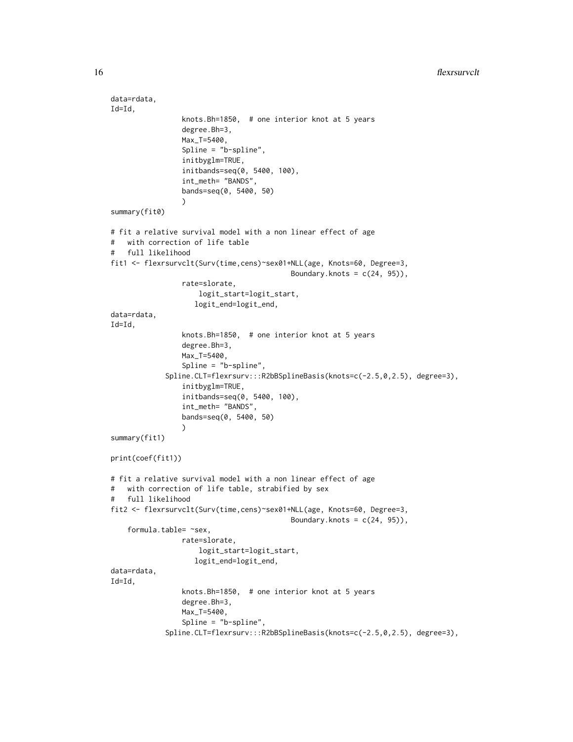```
data=rdata,
Id=Id,
                knots.Bh=1850,  # one interior knot at 5 years
                degree.Bh=3,
                Max_T=5400,
                Spline = "b-spline",
                initbyglm=TRUE,
                initbands=seq(0, 5400, 100),
                int_meth= "BANDS",
                bands=seq(0, 5400, 50)
                )
summary(fit0)

# fit a relative survival model with a non linear effect of age
#   with correction of life table
#   full likelihood
fit1 <- flexrsurvclt(Surv(time,cens)~sex01+NLL(age, Knots=60, Degree=3,
                                            Boundary.knots = c(24, 95)),
                rate=slorate,
                    logit_start=logit_start,
                   logit_end=logit_end,
data=rdata,
Id=Id,
                knots.Bh=1850,  # one interior knot at 5 years
                degree.Bh=3,
                Max_T=5400,
                Spline = "b-spline",
             Spline.CLT=flexrsurv:::R2bBSplineBasis(knots=c(-2.5,0,2.5), degree=3),
                initbyglm=TRUE,
                initbands=seq(0, 5400, 100),
                int_meth= "BANDS",
                bands=seq(0, 5400, 50)
                )
summary(fit1)

print(coef(fit1))

# fit a relative survival model with a non linear effect of age
#   with correction of life table, strabified by sex
#   full likelihood
fit2 <- flexrsurvclt(Surv(time,cens)~sex01+NLL(age, Knots=60, Degree=3,
                                            Boundary.knots = c(24, 95)),
    formula.table= ~sex,
                rate=slorate,
                    logit_start=logit_start,
                   logit_end=logit_end,
data=rdata,
Id=Id,
                knots.Bh=1850,  # one interior knot at 5 years
                degree.Bh=3,
                Max_T=5400,
                Spline = "b-spline",
             Spline.CLT=flexrsurv:::R2bBSplineBasis(knots=c(-2.5,0,2.5), degree=3),
```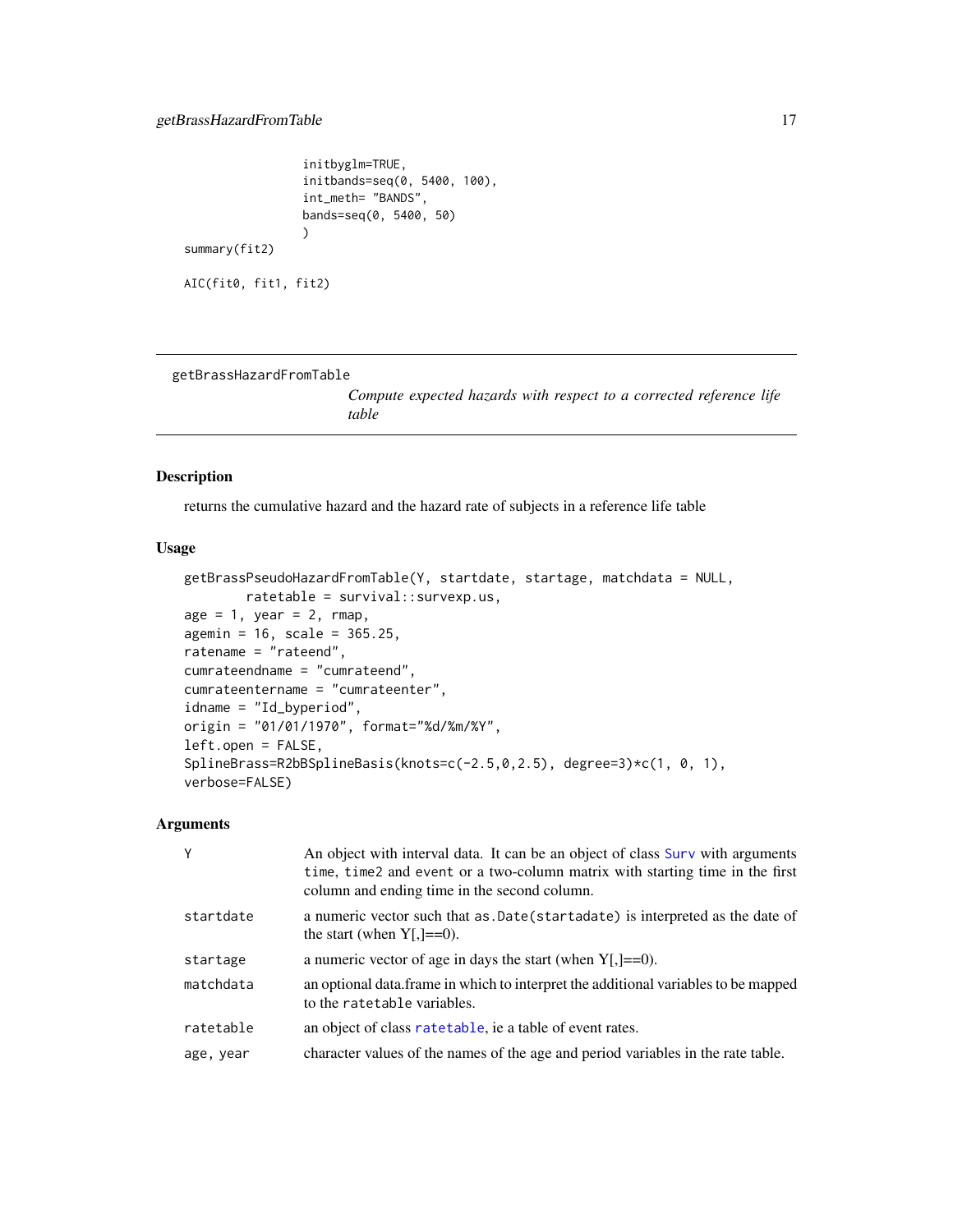```
                 initbyglm=TRUE,
                 initbands=seq(0, 5400, 100),
                 int_meth= "BANDS",
                 bands=seq(0, 5400, 50)
                 )
summary(fit2)

AIC(fit0, fit1, fit2)
```

---

## getBrassHazardFromTable

*Compute expected hazards with respect to a corrected reference life table*

---

### Description

returns the cumulative hazard and the hazard rate of subjects in a reference life table

### Usage

```
getBrassPseudoHazardFromTable(Y, startdate, startage, matchdata = NULL,
          ratetable = survival::survexp.us,
age = 1, year = 2, rmap,
agemin = 16, scale = 365.25,
ratename = "rateend",
cumrateendname = "cumrateend",
cumrateentername = "cumrateenter",
idname = "Id_byperiod",
origin = "01/01/1970", format="%d/%m/%Y",
left.open = FALSE,
SplineBrass=R2bBSplineBasis(knots=c(-2.5,0,2.5), degree=3)*c(1, 0, 1),
verbose=FALSE)
```

### Arguments

| | |
|---|---|
| `Y` | An object with interval data. It can be an object of class `Surv` with arguments `time`, `time2` and `event` or a two-column matrix with starting time in the first column and ending time in the second column. |
| `startdate` | a numeric vector such that `as.Date(startadate)` is interpreted as the date of the start (when Y[,]==0). |
| `startage` | a numeric vector of age in days the start (when Y[,]==0). |
| `matchdata` | an optional data.frame in which to interpret the additional variables to be mapped to the `ratetable` variables. |
| `ratetable` | an object of class `ratetable`, ie a table of event rates. |
| `age, year` | character values of the names of the age and period variables in the rate table. |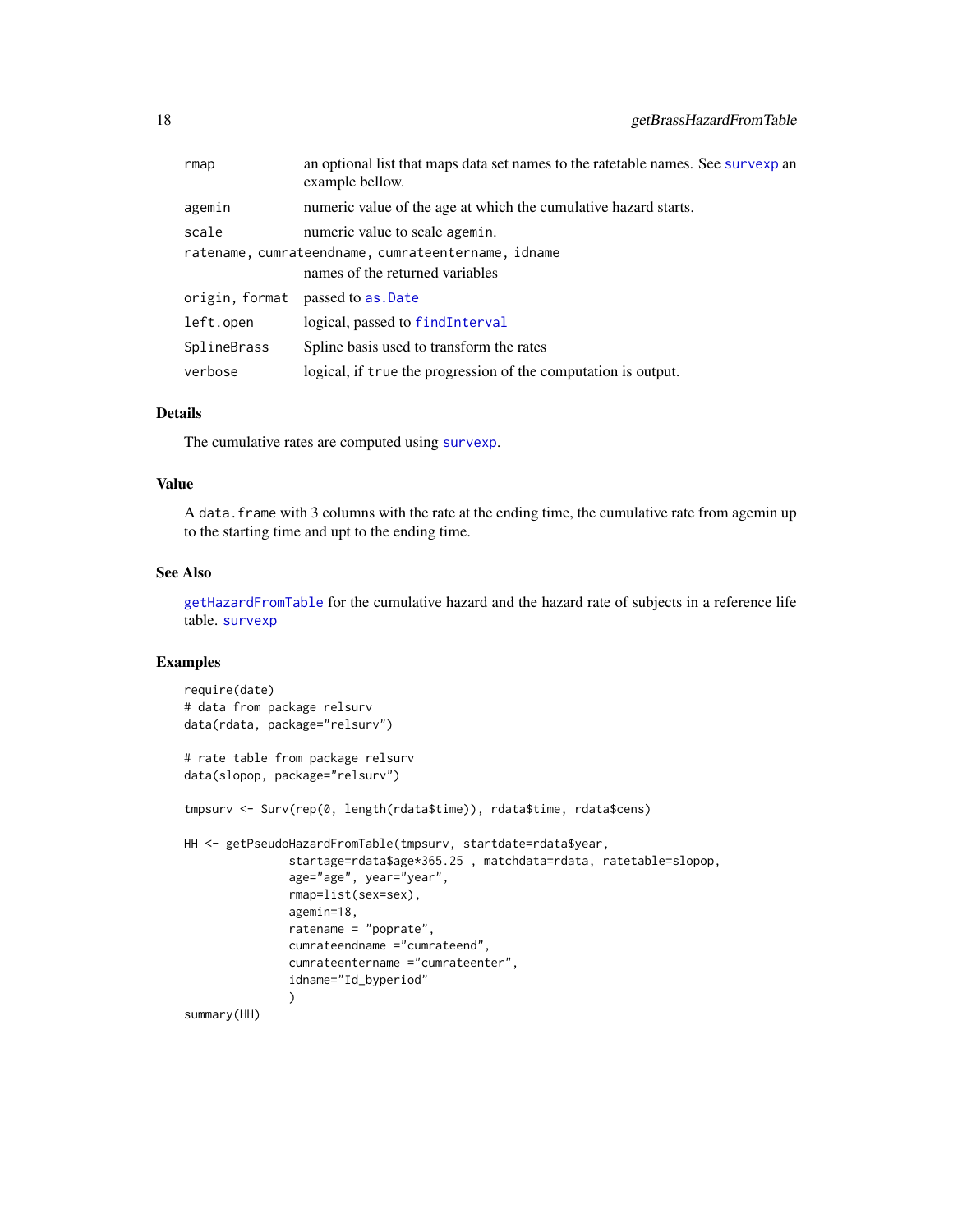| | |
|---|---|
| rmap | an optional list that maps data set names to the ratetable names. See survexp an example bellow. |
| agemin | numeric value of the age at which the cumulative hazard starts. |
| scale | numeric value to scale agemin. |
| ratename, cumrateendname, cumrateentername, idname | names of the returned variables |
| origin, format | passed to as.Date |
| left.open | logical, passed to findInterval |
| SplineBrass | Spline basis used to transform the rates |
| verbose | logical, if true the progression of the computation is output. |

## Details

The cumulative rates are computed using survexp.

## Value

A data.frame with 3 columns with the rate at the ending time, the cumulative rate from agemin up to the starting time and upt to the ending time.

## See Also

getHazardFromTable for the cumulative hazard and the hazard rate of subjects in a reference life table. survexp

## Examples

```
require(date)
# data from package relsurv
data(rdata, package="relsurv")

# rate table from package relsurv
data(slopop, package="relsurv")

tmpsurv <- Surv(rep(0, length(rdata$time)), rdata$time, rdata$cens)

HH <- getPseudoHazardFromTable(tmpsurv, startdate=rdata$year,
              startage=rdata$age*365.25 , matchdata=rdata, ratetable=slopop,
              age="age", year="year",
              rmap=list(sex=sex),
              agemin=18,
              ratename = "poprate",
              cumrateendname ="cumrateend",
              cumrateentername ="cumrateenter",
              idname="Id_byperiod"
              )
summary(HH)
```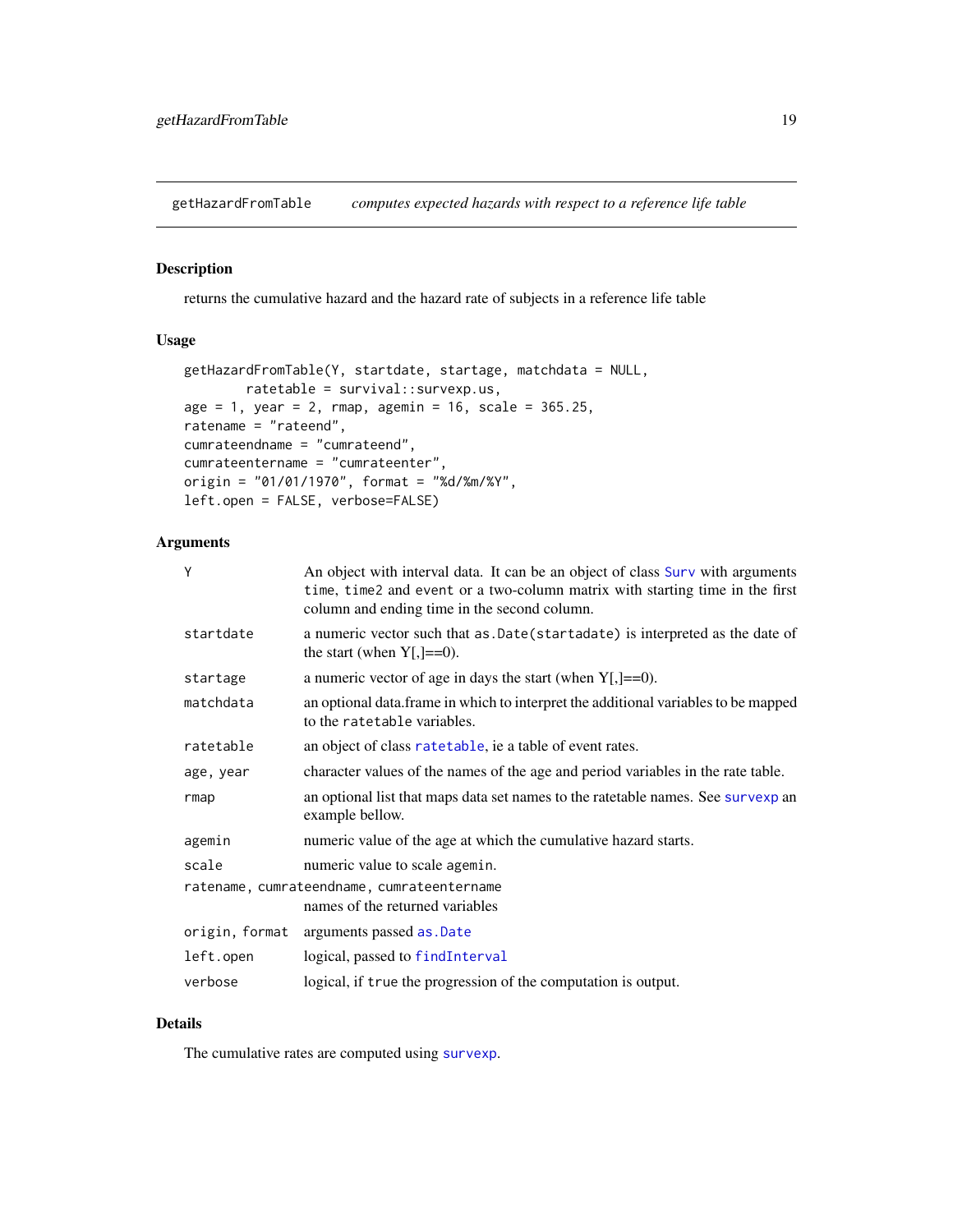getHazardFromTable *computes expected hazards with respect to a reference life table*

## Description

returns the cumulative hazard and the hazard rate of subjects in a reference life table

## Usage

```
getHazardFromTable(Y, startdate, startage, matchdata = NULL,
        ratetable = survival::survexp.us,
age = 1, year = 2, rmap, agemin = 16, scale = 365.25,
ratename = "rateend",
cumrateendname = "cumrateend",
cumrateentername = "cumrateenter",
origin = "01/01/1970", format = "%d/%m/%Y",
left.open = FALSE, verbose=FALSE)
```

## Arguments

| | |
|---|---|
| Y | An object with interval data. It can be an object of class Surv with arguments time, time2 and event or a two-column matrix with starting time in the first column and ending time in the second column. |
| startdate | a numeric vector such that as.Date(startadate) is interpreted as the date of the start (when Y[,]==0). |
| startage | a numeric vector of age in days the start (when Y[,]==0). |
| matchdata | an optional data.frame in which to interpret the additional variables to be mapped to the ratetable variables. |
| ratetable | an object of class ratetable, ie a table of event rates. |
| age, year | character values of the names of the age and period variables in the rate table. |
| rmap | an optional list that maps data set names to the ratetable names. See survexp an example bellow. |
| agemin | numeric value of the age at which the cumulative hazard starts. |
| scale | numeric value to scale agemin. |
| ratename, cumrateendname, cumrateentername | names of the returned variables |
| origin, format | arguments passed as.Date |
| left.open | logical, passed to findInterval |
| verbose | logical, if true the progression of the computation is output. |

## Details

The cumulative rates are computed using survexp.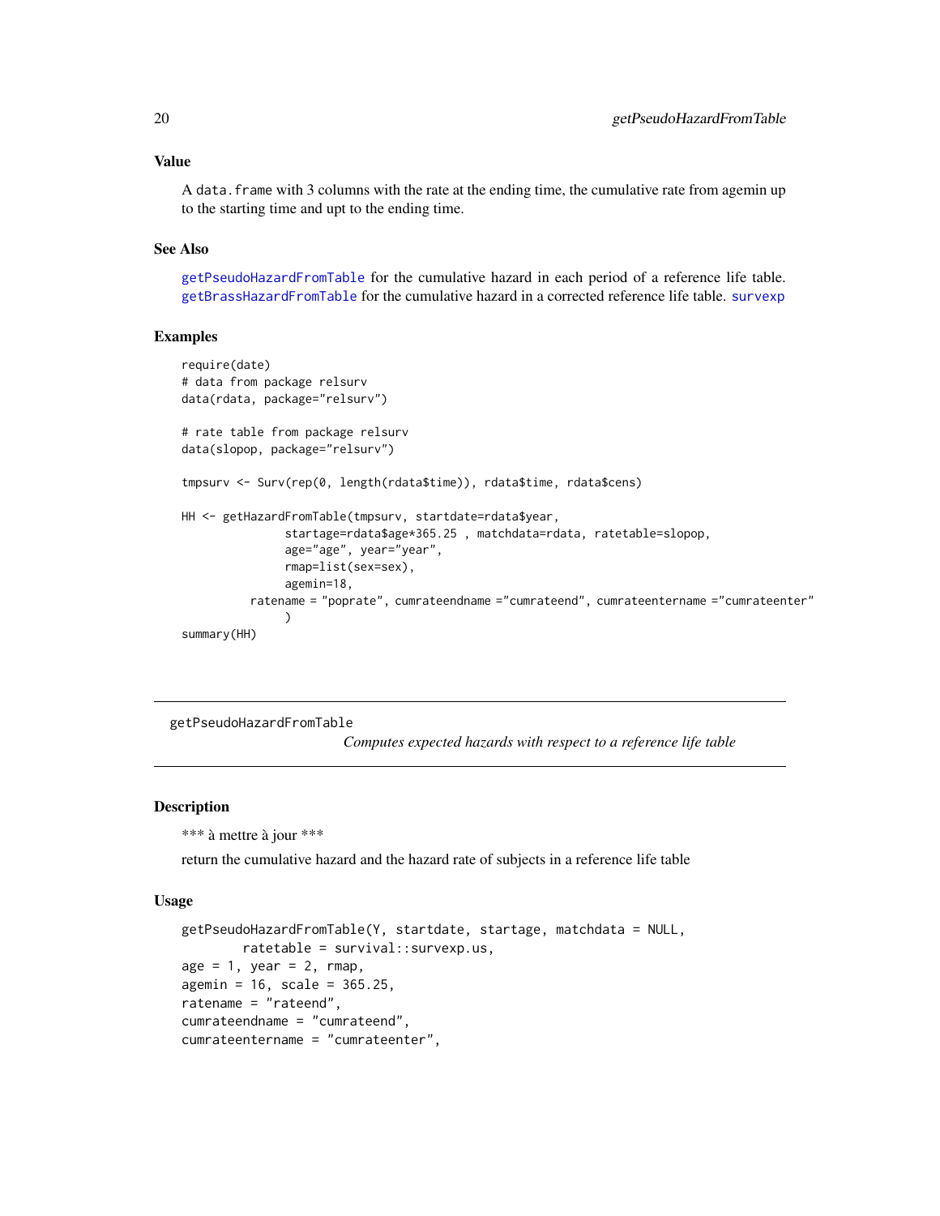### Value

A `data.frame` with 3 columns with the rate at the ending time, the cumulative rate from agemin up to the starting time and upt to the ending time.

### See Also

`getPseudoHazardFromTable` for the cumulative hazard in each period of a reference life table. `getBrassHazardFromTable` for the cumulative hazard in a corrected reference life table. `survexp`

### Examples

```
require(date)
# data from package relsurv
data(rdata, package="relsurv")

# rate table from package relsurv
data(slopop, package="relsurv")

tmpsurv <- Surv(rep(0, length(rdata$time)), rdata$time, rdata$cens)

HH <- getHazardFromTable(tmpsurv, startdate=rdata$year,
               startage=rdata$age*365.25 , matchdata=rdata, ratetable=slopop,
               age="age", year="year",
               rmap=list(sex=sex),
               agemin=18,
          ratename = "poprate", cumrateendname ="cumrateend", cumrateentername ="cumrateenter"
               )
summary(HH)
```

---

## getPseudoHazardFromTable

*Computes expected hazards with respect to a reference life table*

### Description

*** à mettre à jour ***

return the cumulative hazard and the hazard rate of subjects in a reference life table

### Usage

```
getPseudoHazardFromTable(Y, startdate, startage, matchdata = NULL,
        ratetable = survival::survexp.us,
age = 1, year = 2, rmap,
agemin = 16, scale = 365.25,
ratename = "rateend",
cumrateendname = "cumrateend",
cumrateentername = "cumrateenter",
```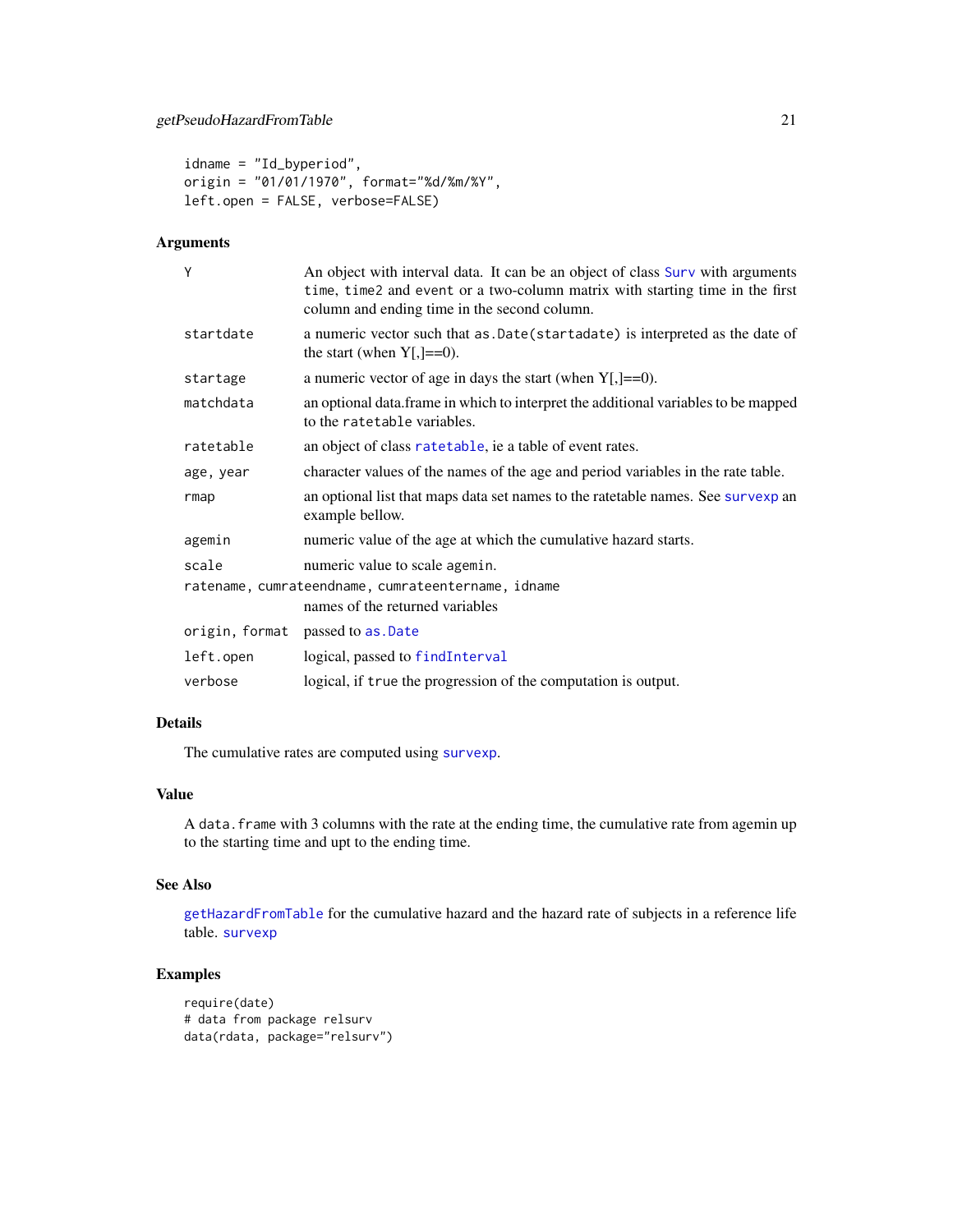```
idname = "Id_byperiod",
origin = "01/01/1970", format="%d/%m/%Y",
left.open = FALSE, verbose=FALSE)
```

## Arguments

| | |
|---|---|
| Y | An object with interval data. It can be an object of class Surv with arguments time, time2 and event or a two-column matrix with starting time in the first column and ending time in the second column. |
| startdate | a numeric vector such that as.Date(startadate) is interpreted as the date of the start (when Y[,]==0). |
| startage | a numeric vector of age in days the start (when Y[,]==0). |
| matchdata | an optional data.frame in which to interpret the additional variables to be mapped to the ratetable variables. |
| ratetable | an object of class ratetable, ie a table of event rates. |
| age, year | character values of the names of the age and period variables in the rate table. |
| rmap | an optional list that maps data set names to the ratetable names. See survexp an example bellow. |
| agemin | numeric value of the age at which the cumulative hazard starts. |
| scale | numeric value to scale agemin. |
| ratename, cumrateendname, cumrateentername, idname | names of the returned variables |
| origin, format | passed to as.Date |
| left.open | logical, passed to findInterval |
| verbose | logical, if true the progression of the computation is output. |

## Details

The cumulative rates are computed using survexp.

## Value

A data.frame with 3 columns with the rate at the ending time, the cumulative rate from agemin up to the starting time and upt to the ending time.

## See Also

getHazardFromTable for the cumulative hazard and the hazard rate of subjects in a reference life table. survexp

## Examples

```
require(date)
# data from package relsurv
data(rdata, package="relsurv")
```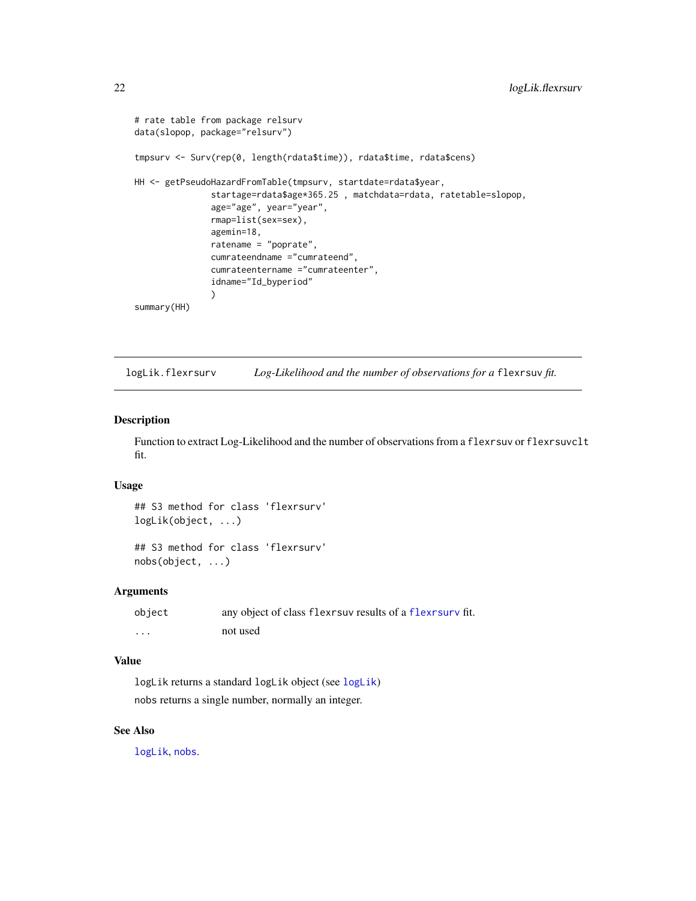```
# rate table from package relsurv
data(slopop, package="relsurv")

tmpsurv <- Surv(rep(0, length(rdata$time)), rdata$time, rdata$cens)

HH <- getPseudoHazardFromTable(tmpsurv, startdate=rdata$year,
              startage=rdata$age*365.25 , matchdata=rdata, ratetable=slopop,
              age="age", year="year",
              rmap=list(sex=sex),
              agemin=18,
              ratename = "poprate",
              cumrateendname ="cumrateend",
              cumrateentername ="cumrateenter",
              idname="Id_byperiod"
              )
summary(HH)
```

---

`logLik.flexrsurv` *Log-Likelihood and the number of observations for a* `flexrsuv` *fit.*

---

## Description

Function to extract Log-Likelihood and the number of observations from a `flexrsuv` or `flexrsuvclt` fit.

## Usage

```
## S3 method for class 'flexrsurv'
logLik(object, ...)

## S3 method for class 'flexrsurv'
nobs(object, ...)
```

## Arguments

| | |
|---|---|
| `object` | any object of class `flexrsuv` results of a `flexrsurv` fit. |
| `...` | not used |

## Value

`logLik` returns a standard `logLik` object (see `logLik`)

`nobs` returns a single number, normally an integer.

## See Also

`logLik`, `nobs`.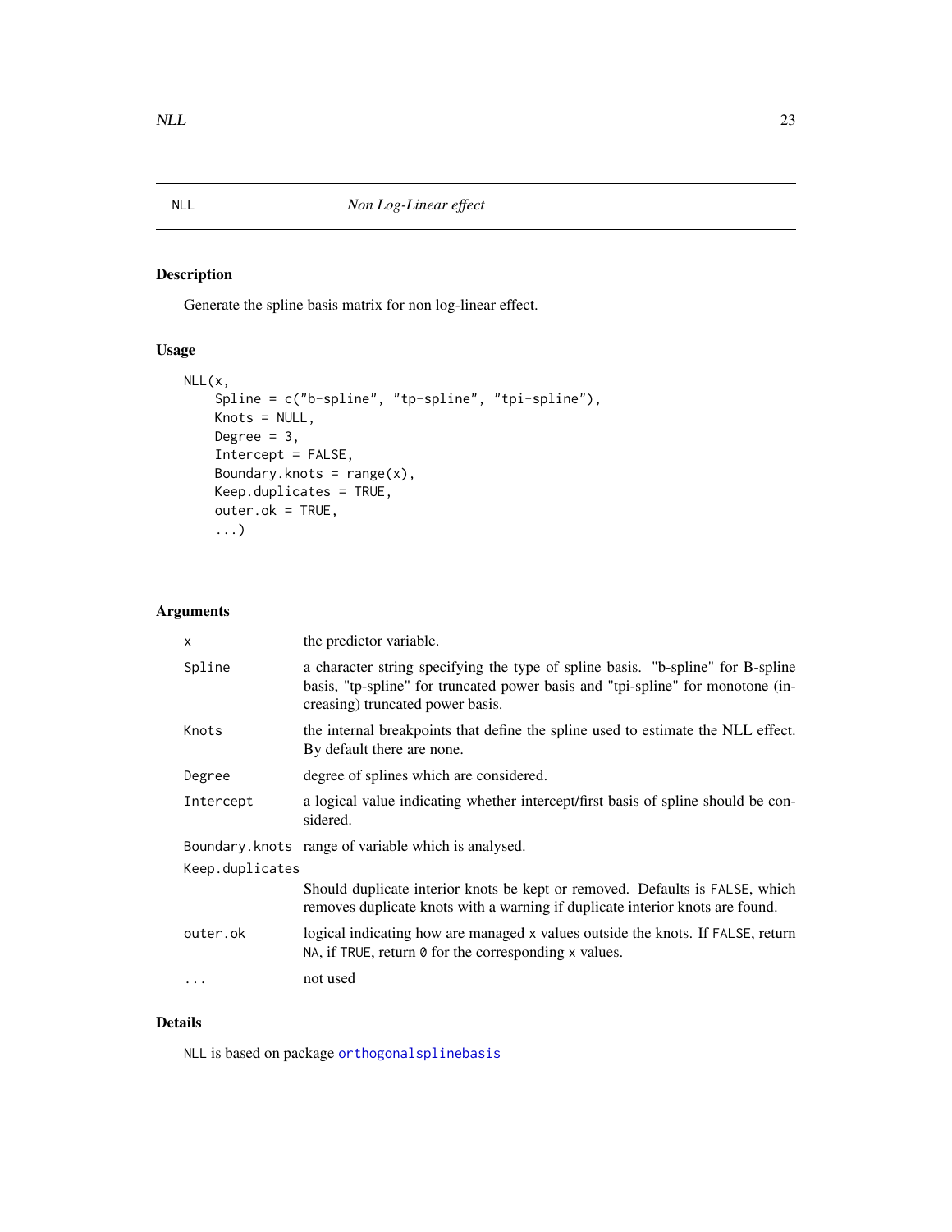# NLL — *Non Log-Linear effect*

## Description

Generate the spline basis matrix for non log-linear effect.

## Usage

```
NLL(x,
    Spline = c("b-spline", "tp-spline", "tpi-spline"),
    Knots = NULL,
    Degree = 3,
    Intercept = FALSE,
    Boundary.knots = range(x),
    Keep.duplicates = TRUE,
    outer.ok = TRUE,
    ...)
```

## Arguments

| | |
|---|---|
| `x` | the predictor variable. |
| `Spline` | a character string specifying the type of spline basis. "b-spline" for B-spline basis, "tp-spline" for truncated power basis and "tpi-spline" for monotone (increasing) truncated power basis. |
| `Knots` | the internal breakpoints that define the spline used to estimate the NLL effect. By default there are none. |
| `Degree` | degree of splines which are considered. |
| `Intercept` | a logical value indicating whether intercept/first basis of spline should be considered. |
| `Boundary.knots` | range of variable which is analysed. |
| `Keep.duplicates` | Should duplicate interior knots be kept or removed. Defaults is `FALSE`, which removes duplicate knots with a warning if duplicate interior knots are found. |
| `outer.ok` | logical indicating how are managed `x` values outside the knots. If `FALSE`, return `NA`, if `TRUE`, return `0` for the corresponding `x` values. |
| `...` | not used |

## Details

`NLL` is based on package `orthogonalsplinebasis`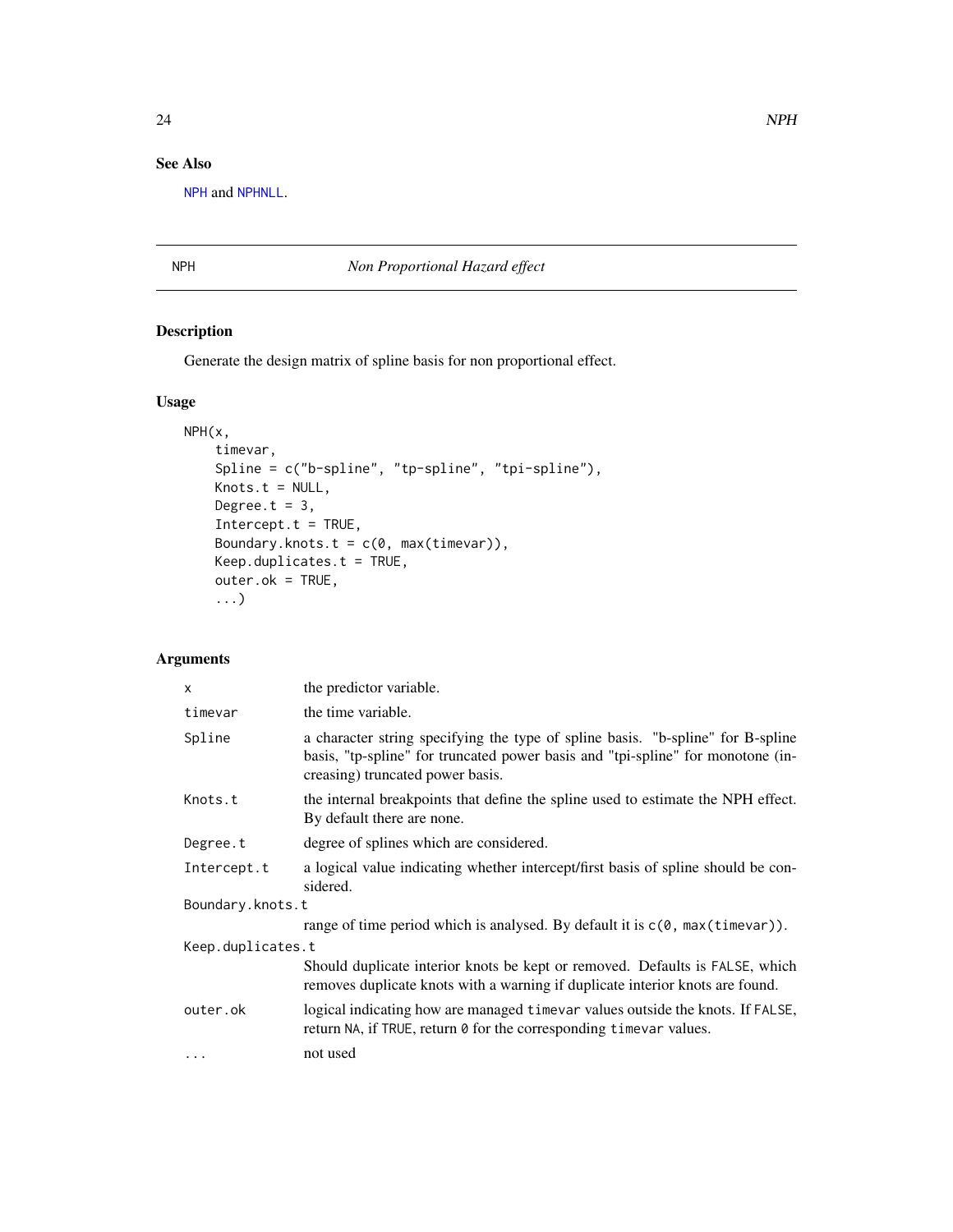## See Also

NPH and NPHNLL.

---

NPH *Non Proportional Hazard effect*

---

### Description

Generate the design matrix of spline basis for non proportional effect.

### Usage

```
NPH(x,
    timevar,
    Spline = c("b-spline", "tp-spline", "tpi-spline"),
    Knots.t = NULL,
    Degree.t = 3,
    Intercept.t = TRUE,
    Boundary.knots.t = c(0, max(timevar)),
    Keep.duplicates.t = TRUE,
    outer.ok = TRUE,
    ...)
```

### Arguments

| | |
|---|---|
| x | the predictor variable. |
| timevar | the time variable. |
| Spline | a character string specifying the type of spline basis. "b-spline" for B-spline basis, "tp-spline" for truncated power basis and "tpi-spline" for monotone (increasing) truncated power basis. |
| Knots.t | the internal breakpoints that define the spline used to estimate the NPH effect. By default there are none. |
| Degree.t | degree of splines which are considered. |
| Intercept.t | a logical value indicating whether intercept/first basis of spline should be considered. |
| Boundary.knots.t | range of time period which is analysed. By default it is `c(0, max(timevar))`. |
| Keep.duplicates.t | Should duplicate interior knots be kept or removed. Defaults is `FALSE`, which removes duplicate knots with a warning if duplicate interior knots are found. |
| outer.ok | logical indicating how are managed `timevar` values outside the knots. If `FALSE`, return `NA`, if `TRUE`, return `0` for the corresponding `timevar` values. |
| ... | not used |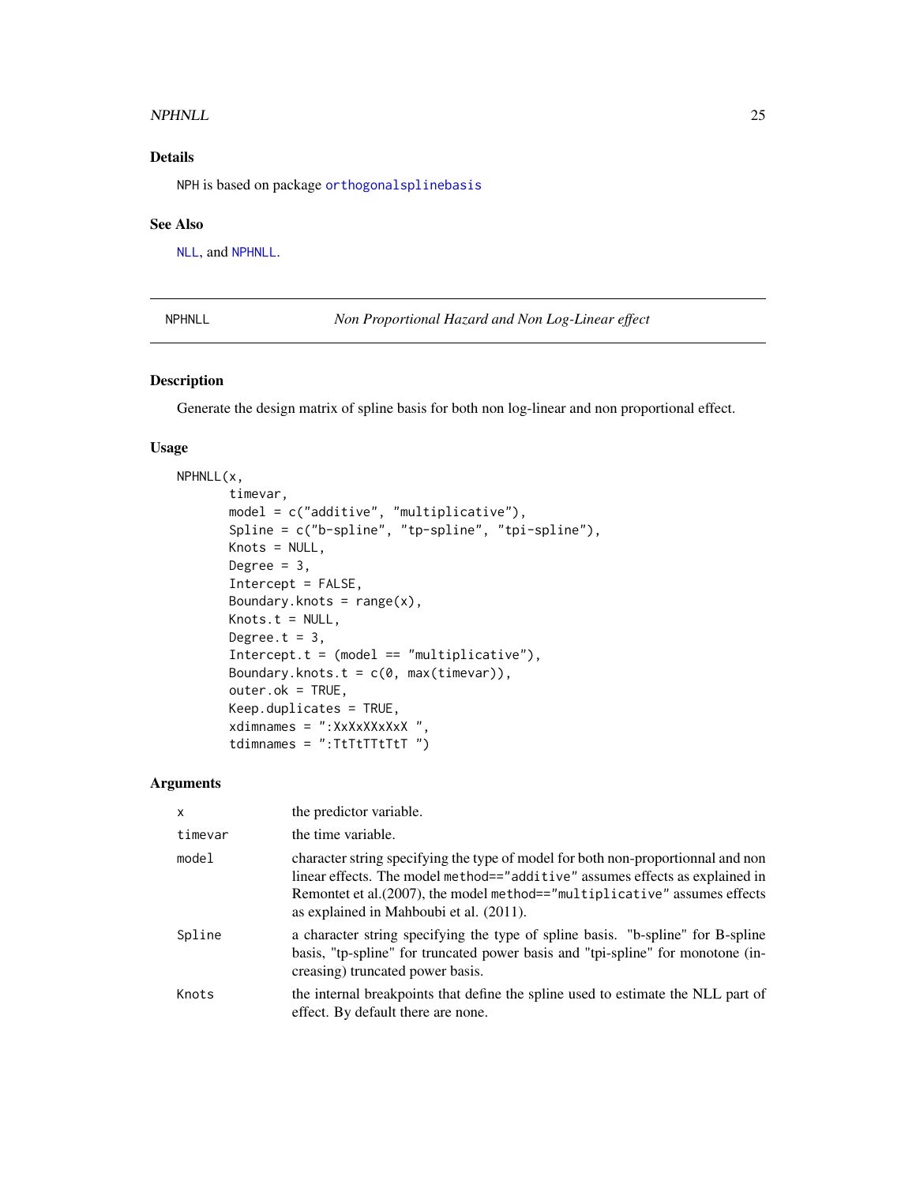## Details

NPH is based on package orthogonalsplinebasis

## See Also

NLL, and NPHNLL.

---

NPHNLL — *Non Proportional Hazard and Non Log-Linear effect*

---

## Description

Generate the design matrix of spline basis for both non log-linear and non proportional effect.

## Usage

```
NPHNLL(x,
       timevar,
       model = c("additive", "multiplicative"),
       Spline = c("b-spline", "tp-spline", "tpi-spline"),
       Knots = NULL,
       Degree = 3,
       Intercept = FALSE,
       Boundary.knots = range(x),
       Knots.t = NULL,
       Degree.t = 3,
       Intercept.t = (model == "multiplicative"),
       Boundary.knots.t = c(0, max(timevar)),
       outer.ok = TRUE,
       Keep.duplicates = TRUE,
       xdimnames = ":XxXxXXxXxX ",
       tdimnames = ":TtTtTTtTtT ")
```

## Arguments

| | |
|---|---|
| x | the predictor variable. |
| timevar | the time variable. |
| model | character string specifying the type of model for both non-proportionnal and non linear effects. The model method=="additive" assumes effects as explained in Remontet et al.(2007), the model method=="multiplicative" assumes effects as explained in Mahboubi et al. (2011). |
| Spline | a character string specifying the type of spline basis. "b-spline" for B-spline basis, "tp-spline" for truncated power basis and "tpi-spline" for monotone (increasing) truncated power basis. |
| Knots | the internal breakpoints that define the spline used to estimate the NLL part of effect. By default there are none. |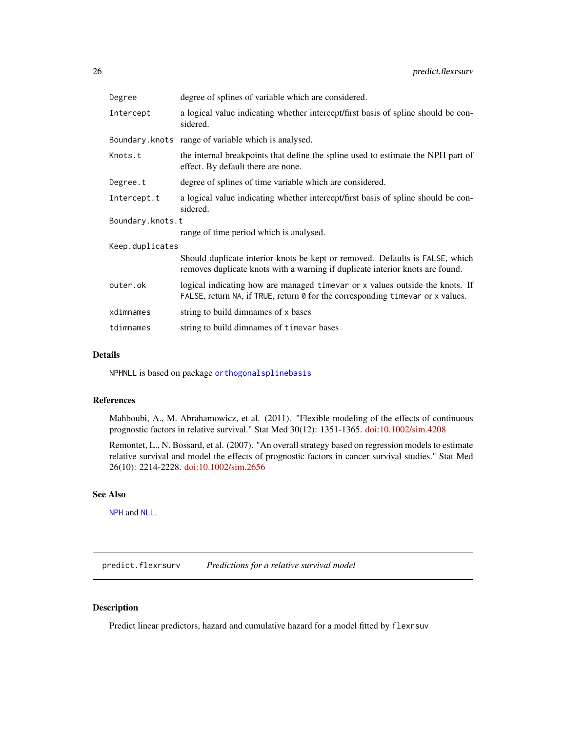| | |
|---|---|
| Degree | degree of splines of variable which are considered. |
| Intercept | a logical value indicating whether intercept/first basis of spline should be considered. |
| Boundary.knots | range of variable which is analysed. |
| Knots.t | the internal breakpoints that define the spline used to estimate the NPH part of effect. By default there are none. |
| Degree.t | degree of splines of time variable which are considered. |
| Intercept.t | a logical value indicating whether intercept/first basis of spline should be considered. |
| Boundary.knots.t | range of time period which is analysed. |
| Keep.duplicates | Should duplicate interior knots be kept or removed. Defaults is `FALSE`, which removes duplicate knots with a warning if duplicate interior knots are found. |
| outer.ok | logical indicating how are managed `timevar` or `x` values outside the knots. If `FALSE`, return `NA`, if `TRUE`, return `0` for the corresponding `timevar` or `x` values. |
| xdimnames | string to build dimnames of `x` bases |
| tdimnames | string to build dimnames of `timevar` bases |

### Details

`NPHNLL` is based on package `orthogonalsplinebasis`

### References

Mahboubi, A., M. Abrahamowicz, et al. (2011). "Flexible modeling of the effects of continuous prognostic factors in relative survival." Stat Med 30(12): 1351-1365. doi:10.1002/sim.4208

Remontet, L., N. Bossard, et al. (2007). "An overall strategy based on regression models to estimate relative survival and model the effects of prognostic factors in cancer survival studies." Stat Med 26(10): 2214-2228. doi:10.1002/sim.2656

### See Also

`NPH` and `NLL`.

---

## `predict.flexrsurv` *Predictions for a relative survival model*

### Description

Predict linear predictors, hazard and cumulative hazard for a model fitted by `flexrsuv`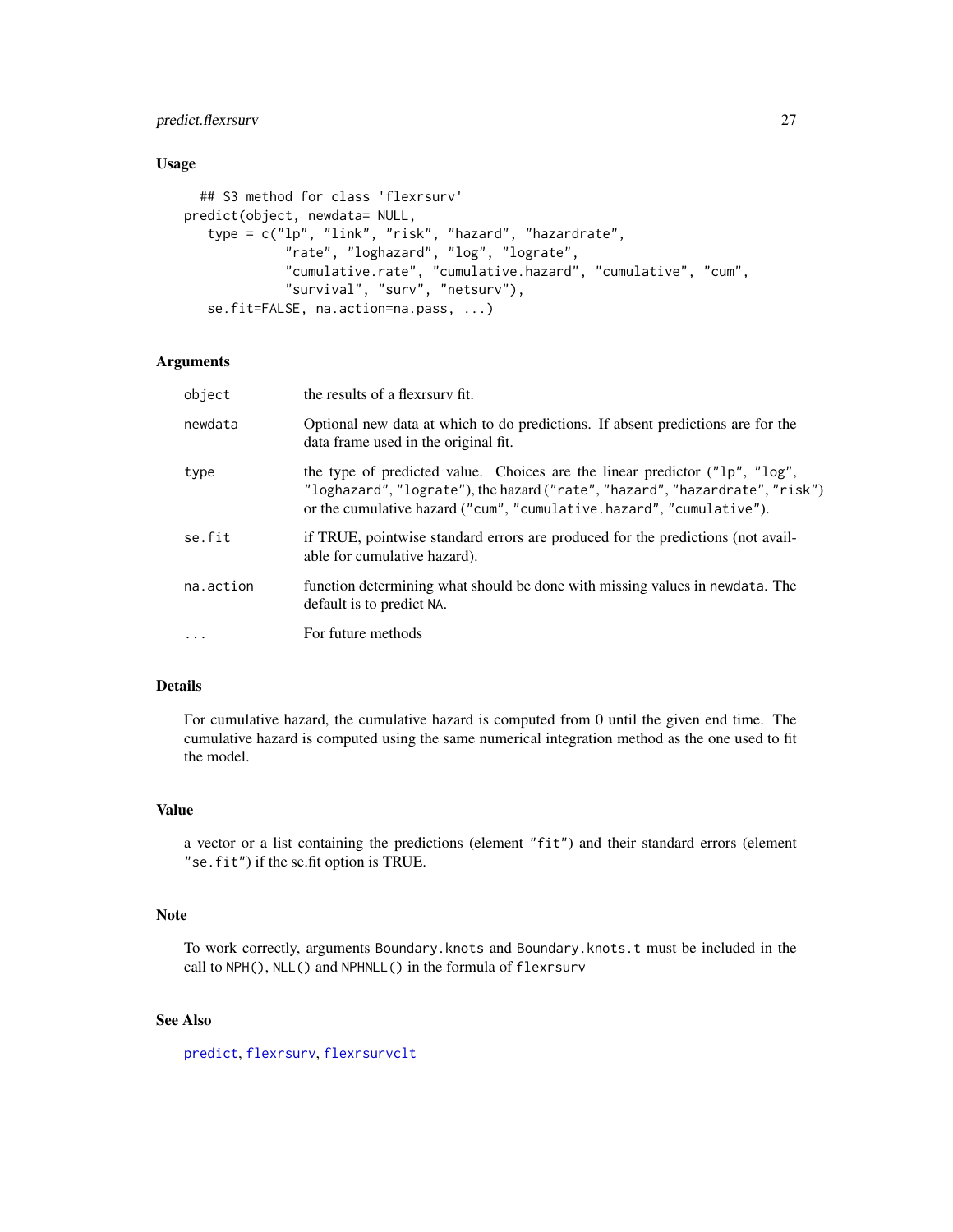## Usage

```
## S3 method for class 'flexrsurv'
predict(object, newdata= NULL,
   type = c("lp", "link", "risk", "hazard", "hazardrate",
            "rate", "loghazard", "log", "lograte",
            "cumulative.rate", "cumulative.hazard", "cumulative", "cum",
            "survival", "surv", "netsurv"),
   se.fit=FALSE, na.action=na.pass, ...)
```

## Arguments

| | |
|---|---|
| `object` | the results of a flexrsurv fit. |
| `newdata` | Optional new data at which to do predictions. If absent predictions are for the data frame used in the original fit. |
| `type` | the type of predicted value. Choices are the linear predictor (`"lp"`, `"log"`, `"loghazard"`, `"lograte"`), the hazard (`"rate"`, `"hazard"`, `"hazardrate"`, `"risk"`) or the cumulative hazard (`"cum"`, `"cumulative.hazard"`, `"cumulative"`). |
| `se.fit` | if TRUE, pointwise standard errors are produced for the predictions (not available for cumulative hazard). |
| `na.action` | function determining what should be done with missing values in `newdata`. The default is to predict `NA`. |
| `...` | For future methods |

## Details

For cumulative hazard, the cumulative hazard is computed from 0 until the given end time. The cumulative hazard is computed using the same numerical integration method as the one used to fit the model.

## Value

a vector or a list containing the predictions (element `"fit"`) and their standard errors (element `"se.fit"`) if the se.fit option is TRUE.

## Note

To work correctly, arguments `Boundary.knots` and `Boundary.knots.t` must be included in the call to `NPH()`, `NLL()` and `NPHNLL()` in the formula of `flexrsurv`

## See Also

`predict`, `flexrsurv`, `flexrsurvclt`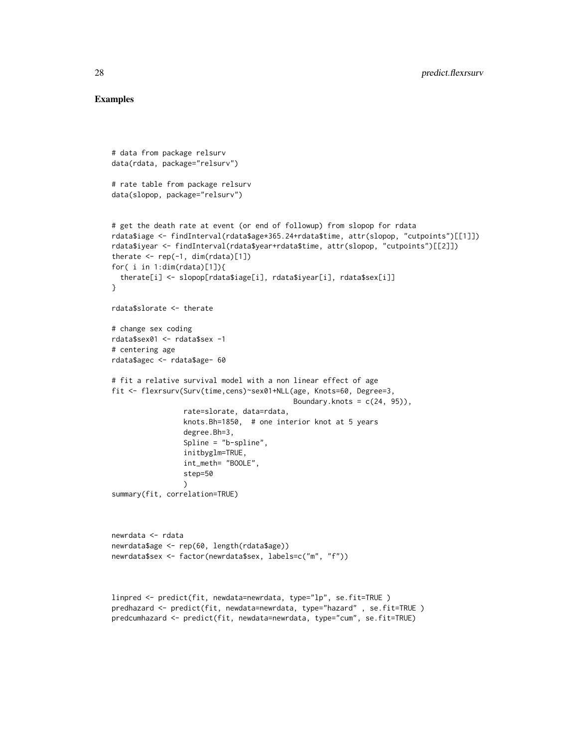## Examples

```
# data from package relsurv
data(rdata, package="relsurv")

# rate table from package relsurv
data(slopop, package="relsurv")


# get the death rate at event (or end of followup) from slopop for rdata
rdata$iage <- findInterval(rdata$age*365.24+rdata$time, attr(slopop, "cutpoints")[[1]])
rdata$iyear <- findInterval(rdata$year+rdata$time, attr(slopop, "cutpoints")[[2]])
therate <- rep(-1, dim(rdata)[1])
for( i in 1:dim(rdata)[1]){
  therate[i] <- slopop[rdata$iage[i], rdata$iyear[i], rdata$sex[i]]
}

rdata$slorate <- therate

# change sex coding
rdata$sex01 <- rdata$sex -1
# centering age
rdata$agec <- rdata$age- 60

# fit a relative survival model with a non linear effect of age
fit <- flexrsurv(Surv(time,cens)~sex01+NLL(age, Knots=60, Degree=3,
                                           Boundary.knots = c(24, 95)),
                 rate=slorate, data=rdata,
                 knots.Bh=1850,  # one interior knot at 5 years
                 degree.Bh=3,
                 Spline = "b-spline",
                 initbyglm=TRUE,
                 int_meth= "BOOLE",
                 step=50
                 )
summary(fit, correlation=TRUE)



newrdata <- rdata
newrdata$age <- rep(60, length(rdata$age))
newrdata$sex <- factor(newrdata$sex, labels=c("m", "f"))



linpred <- predict(fit, newdata=newrdata, type="lp", se.fit=TRUE )
predhazard <- predict(fit, newdata=newrdata, type="hazard" , se.fit=TRUE )
predcumhazard <- predict(fit, newdata=newrdata, type="cum", se.fit=TRUE)
```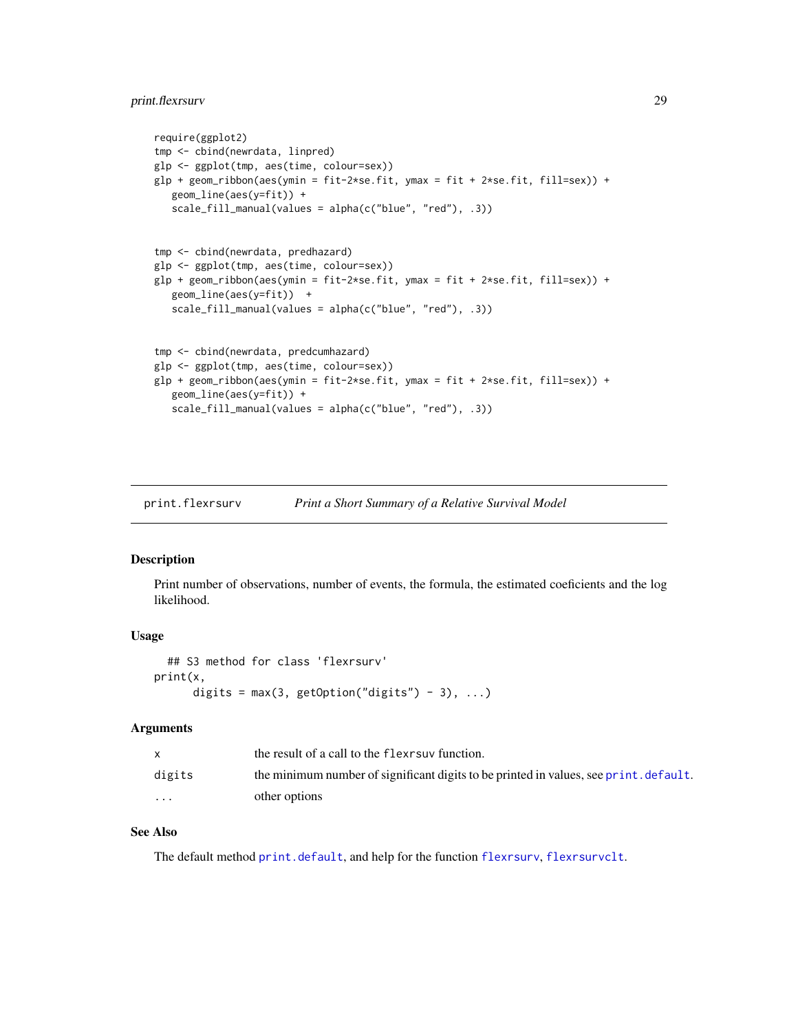```
require(ggplot2)
tmp <- cbind(newrdata, linpred)
glp <- ggplot(tmp, aes(time, colour=sex))
glp + geom_ribbon(aes(ymin = fit-2*se.fit, ymax = fit + 2*se.fit, fill=sex)) +
   geom_line(aes(y=fit)) +
   scale_fill_manual(values = alpha(c("blue", "red"), .3))


tmp <- cbind(newrdata, predhazard)
glp <- ggplot(tmp, aes(time, colour=sex))
glp + geom_ribbon(aes(ymin = fit-2*se.fit, ymax = fit + 2*se.fit, fill=sex)) +
   geom_line(aes(y=fit))  +
   scale_fill_manual(values = alpha(c("blue", "red"), .3))


tmp <- cbind(newrdata, predcumhazard)
glp <- ggplot(tmp, aes(time, colour=sex))
glp + geom_ribbon(aes(ymin = fit-2*se.fit, ymax = fit + 2*se.fit, fill=sex)) +
   geom_line(aes(y=fit)) +
   scale_fill_manual(values = alpha(c("blue", "red"), .3))
```

---

## print.flexrsurv — *Print a Short Summary of a Relative Survival Model*

### Description

Print number of observations, number of events, the formula, the estimated coeficients and the log likelihood.

### Usage

```
## S3 method for class 'flexrsurv'
print(x,
      digits = max(3, getOption("digits") - 3), ...)
```

### Arguments

| | |
|---|---|
| x | the result of a call to the `flexrsuv` function. |
| digits | the minimum number of significant digits to be printed in values, see `print.default`. |
| ... | other options |

### See Also

The default method `print.default`, and help for the function `flexrsurv`, `flexrsurvclt`.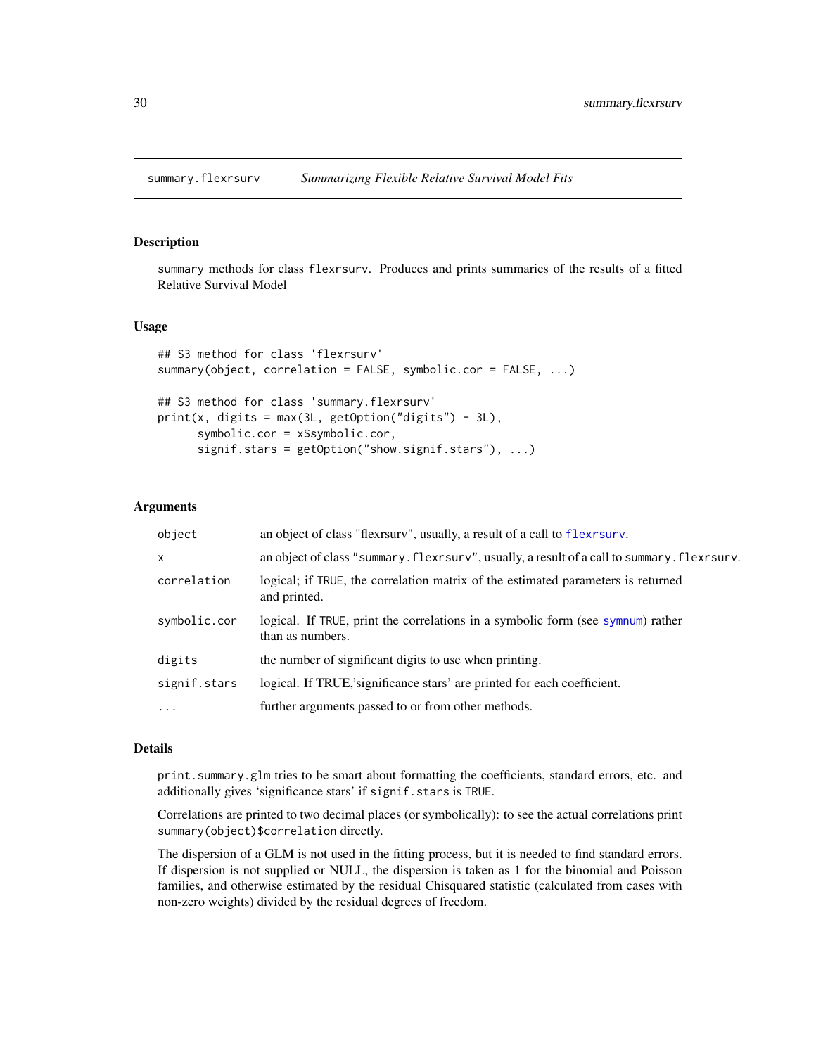summary.flexrsurv    *Summarizing Flexible Relative Survival Model Fits*

## Description

summary methods for class flexrsurv. Produces and prints summaries of the results of a fitted Relative Survival Model

## Usage

```
## S3 method for class 'flexrsurv'
summary(object, correlation = FALSE, symbolic.cor = FALSE, ...)

## S3 method for class 'summary.flexrsurv'
print(x, digits = max(3L, getOption("digits") - 3L),
      symbolic.cor = x$symbolic.cor,
      signif.stars = getOption("show.signif.stars"), ...)
```

## Arguments

| | |
|---|---|
| object | an object of class "flexrsurv", usually, a result of a call to flexrsurv. |
| x | an object of class "summary.flexrsurv", usually, a result of a call to summary.flexrsurv. |
| correlation | logical; if TRUE, the correlation matrix of the estimated parameters is returned and printed. |
| symbolic.cor | logical. If TRUE, print the correlations in a symbolic form (see symnum) rather than as numbers. |
| digits | the number of significant digits to use when printing. |
| signif.stars | logical. If TRUE,'significance stars' are printed for each coefficient. |
| ... | further arguments passed to or from other methods. |

## Details

print.summary.glm tries to be smart about formatting the coefficients, standard errors, etc. and additionally gives 'significance stars' if signif.stars is TRUE.

Correlations are printed to two decimal places (or symbolically): to see the actual correlations print summary(object)$correlation directly.

The dispersion of a GLM is not used in the fitting process, but it is needed to find standard errors. If dispersion is not supplied or NULL, the dispersion is taken as 1 for the binomial and Poisson families, and otherwise estimated by the residual Chisquared statistic (calculated from cases with non-zero weights) divided by the residual degrees of freedom.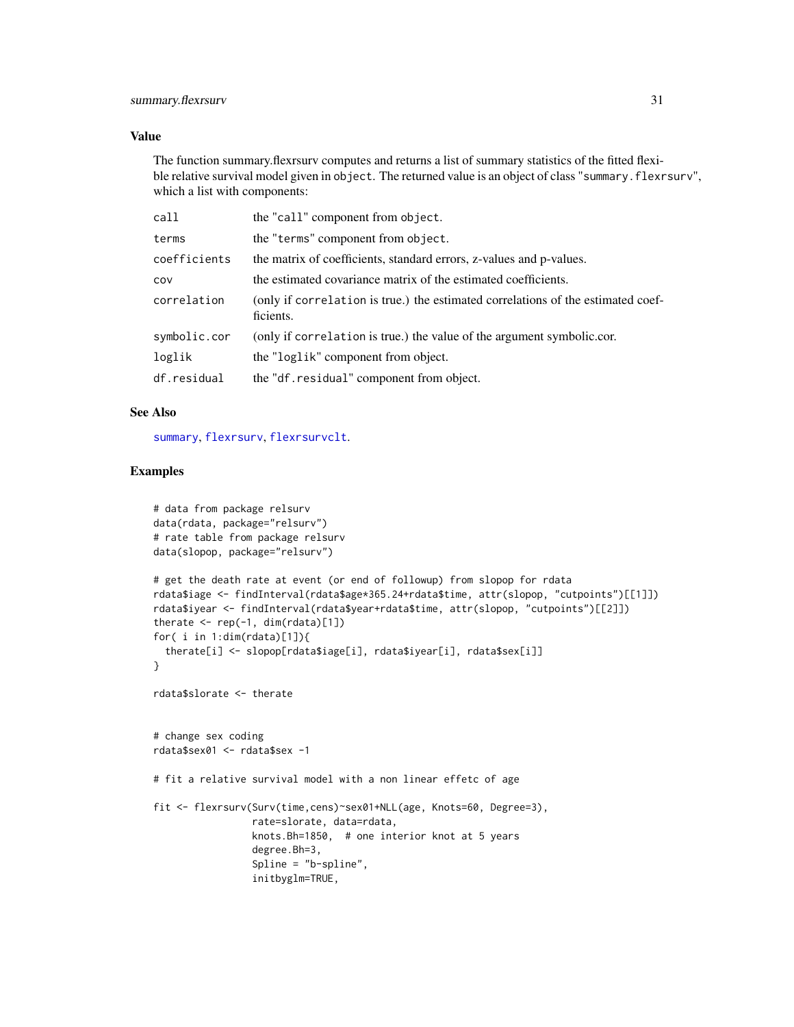## Value

The function summary.flexrsurv computes and returns a list of summary statistics of the fitted flexible relative survival model given in `object`. The returned value is an object of class "`summary.flexrsurv`", which a list with components:

| | |
|---|---|
| `call` | the "`call`" component from `object`. |
| `terms` | the "`terms`" component from `object`. |
| `coefficients` | the matrix of coefficients, standard errors, z-values and p-values. |
| `cov` | the estimated covariance matrix of the estimated coefficients. |
| `correlation` | (only if `correlation` is true.) the estimated correlations of the estimated coefficients. |
| `symbolic.cor` | (only if `correlation` is true.) the value of the argument symbolic.cor. |
| `loglik` | the "`loglik`" component from object. |
| `df.residual` | the "`df.residual`" component from object. |

## See Also

`summary`, `flexrsurv`, `flexrsurvclt`.

## Examples

```
# data from package relsurv
data(rdata, package="relsurv")
# rate table from package relsurv
data(slopop, package="relsurv")

# get the death rate at event (or end of followup) from slopop for rdata
rdata$iage <- findInterval(rdata$age*365.24+rdata$time, attr(slopop, "cutpoints")[[1]])
rdata$iyear <- findInterval(rdata$year+rdata$time, attr(slopop, "cutpoints")[[2]])
therate <- rep(-1, dim(rdata)[1])
for( i in 1:dim(rdata)[1]){
  therate[i] <- slopop[rdata$iage[i], rdata$iyear[i], rdata$sex[i]]
}

rdata$slorate <- therate


# change sex coding
rdata$sex01 <- rdata$sex -1

# fit a relative survival model with a non linear effetc of age

fit <- flexrsurv(Surv(time,cens)~sex01+NLL(age, Knots=60, Degree=3),
                 rate=slorate, data=rdata,
                 knots.Bh=1850,  # one interior knot at 5 years
                 degree.Bh=3,
                 Spline = "b-spline",
                 initbyglm=TRUE,
```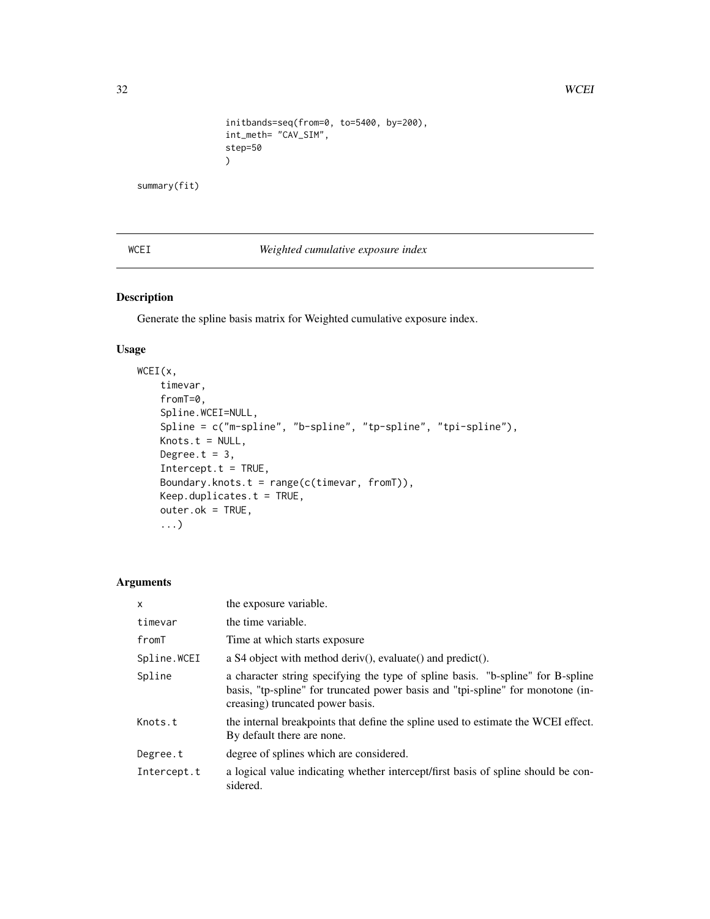```
                initbands=seq(from=0, to=5400, by=200),
                int_meth= "CAV_SIM",
                step=50
                )

summary(fit)
```

---

## WCEI — *Weighted cumulative exposure index*

---

### Description

Generate the spline basis matrix for Weighted cumulative exposure index.

### Usage

```
WCEI(x,
    timevar,
    fromT=0,
    Spline.WCEI=NULL,
    Spline = c("m-spline", "b-spline", "tp-spline", "tpi-spline"),
    Knots.t = NULL,
    Degree.t = 3,
    Intercept.t = TRUE,
    Boundary.knots.t = range(c(timevar, fromT)),
    Keep.duplicates.t = TRUE,
    outer.ok = TRUE,
    ...)
```

### Arguments

| | |
|---|---|
| `x` | the exposure variable. |
| `timevar` | the time variable. |
| `fromT` | Time at which starts exposure |
| `Spline.WCEI` | a S4 object with method deriv(), evaluate() and predict(). |
| `Spline` | a character string specifying the type of spline basis. "b-spline" for B-spline basis, "tp-spline" for truncated power basis and "tpi-spline" for monotone (increasing) truncated power basis. |
| `Knots.t` | the internal breakpoints that define the spline used to estimate the WCEI effect. By default there are none. |
| `Degree.t` | degree of splines which are considered. |
| `Intercept.t` | a logical value indicating whether intercept/first basis of spline should be considered. |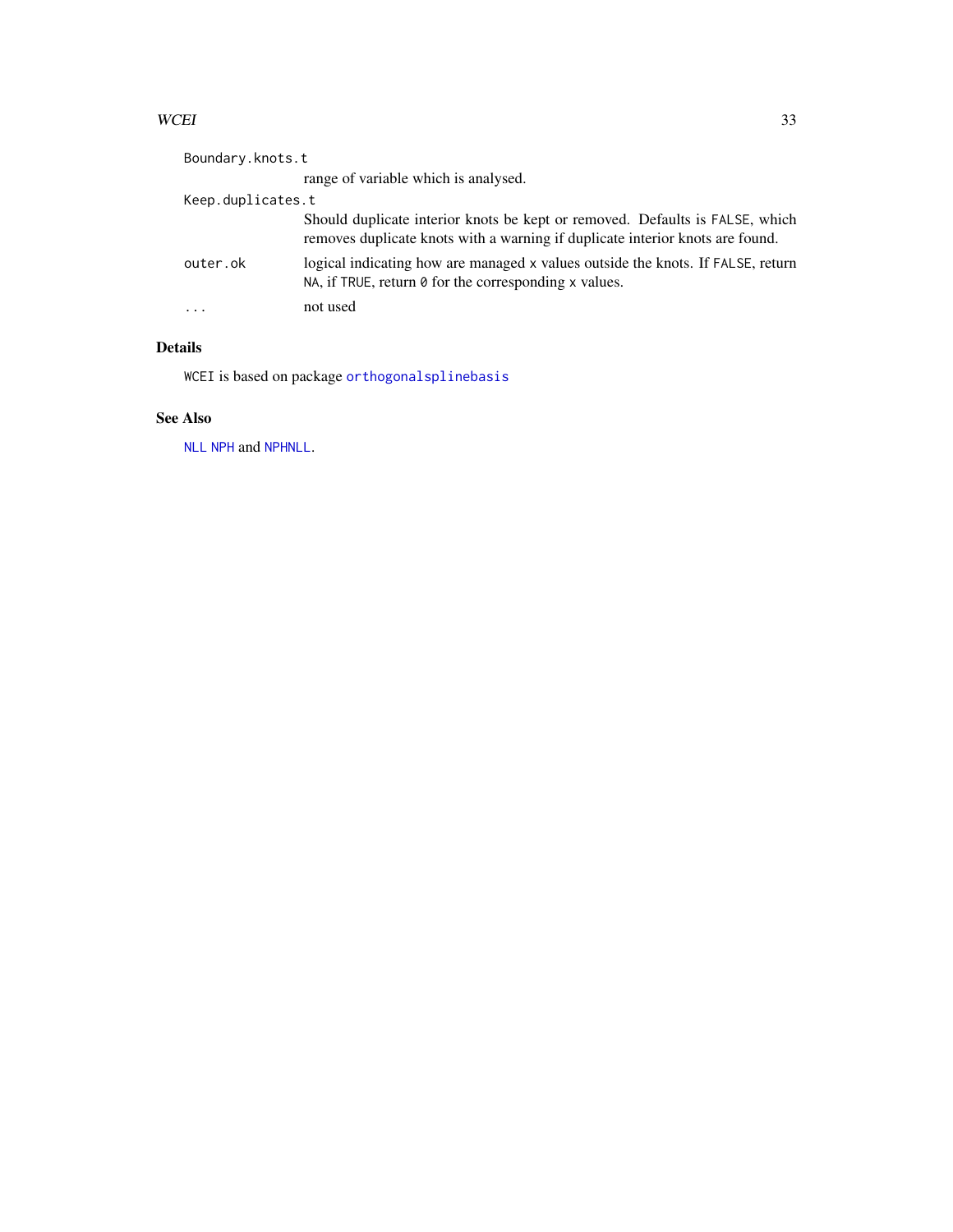`Boundary.knots.t`
: range of variable which is analysed.

`Keep.duplicates.t`
: Should duplicate interior knots be kept or removed. Defaults is `FALSE`, which removes duplicate knots with a warning if duplicate interior knots are found.

`outer.ok`
: logical indicating how are managed `x` values outside the knots. If `FALSE`, return `NA`, if `TRUE`, return `0` for the corresponding `x` values.

`...`
: not used

## Details

`WCEI` is based on package `orthogonalsplinebasis`

## See Also

`NLL` `NPH` and `NPHNLL`.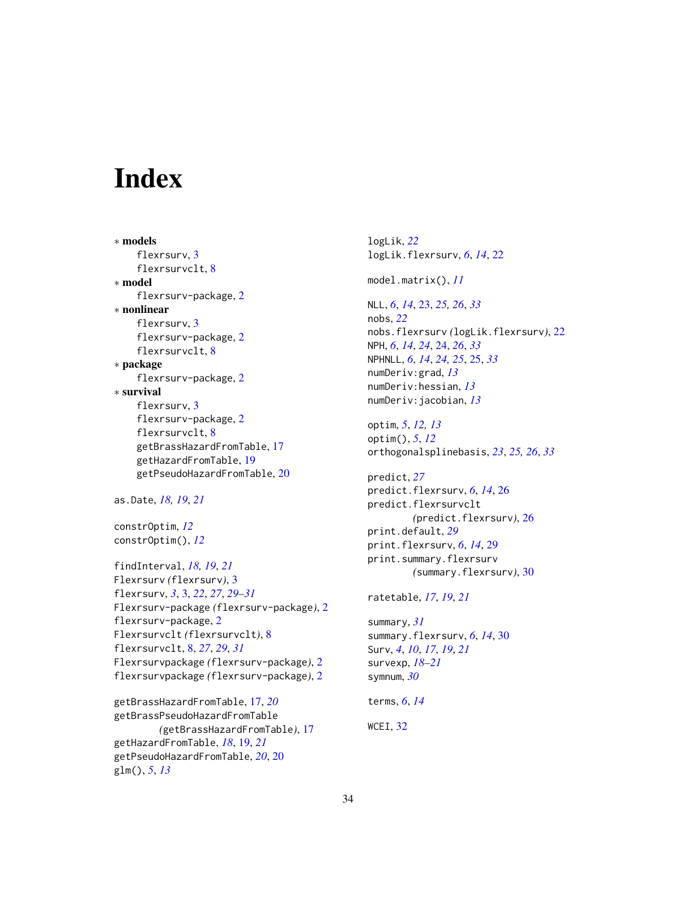# Index

∗ **models**
  flexrsurv, 3
  flexrsurvclt, 8
∗ **model**
  flexrsurv-package, 2
∗ **nonlinear**
  flexrsurv, 3
  flexrsurv-package, 2
  flexrsurvclt, 8
∗ **package**
  flexrsurv-package, 2
∗ **survival**
  flexrsurv, 3
  flexrsurv-package, 2
  flexrsurvclt, 8
  getBrassHazardFromTable, 17
  getHazardFromTable, 19
  getPseudoHazardFromTable, 20

as.Date, *18, 19*, *21*

constrOptim, *12*
constrOptim(), *12*

findInterval, *18, 19*, *21*
Flexrsurv *(flexrsurv)*, 3
flexrsurv, *3*, 3, *22*, *27*, *29–31*
Flexrsurv-package *(flexrsurv-package)*, 2
flexrsurv-package, 2
Flexrsurvclt *(flexrsurvclt)*, 8
flexrsurvclt, 8, *27*, *29*, *31*
Flexrsurvpackage *(flexrsurv-package)*, 2
flexrsurvpackage *(flexrsurv-package)*, 2

getBrassHazardFromTable, 17, *20*
getBrassPseudoHazardFromTable
  *(getBrassHazardFromTable)*, 17
getHazardFromTable, *18*, 19, *21*
getPseudoHazardFromTable, *20*, 20
glm(), *5*, *13*

logLik, *22*
logLik.flexrsurv, *6*, *14*, 22

model.matrix(), *11*

NLL, *6*, *14*, 23, *25, 26*, *33*
nobs, *22*
nobs.flexrsurv *(logLik.flexrsurv)*, 22
NPH, *6*, *14*, *24*, 24, *26*, *33*
NPHNLL, *6*, *14*, *24, 25*, 25, *33*
numDeriv:grad, *13*
numDeriv:hessian, *13*
numDeriv:jacobian, *13*

optim, *5*, *12, 13*
optim(), *5*, *12*
orthogonalsplinebasis, *23*, *25, 26*, *33*

predict, *27*
predict.flexrsurv, *6*, *14*, 26
predict.flexrsurvclt
  *(predict.flexrsurv)*, 26
print.default, *29*
print.flexrsurv, *6*, *14*, 29
print.summary.flexrsurv
  *(summary.flexrsurv)*, 30

ratetable, *17*, *19*, *21*

summary, *31*
summary.flexrsurv, *6*, *14*, 30
Surv, *4*, *10*, *17*, *19*, *21*
survexp, *18–21*
symnum, *30*

terms, *6*, *14*

WCEI, 32